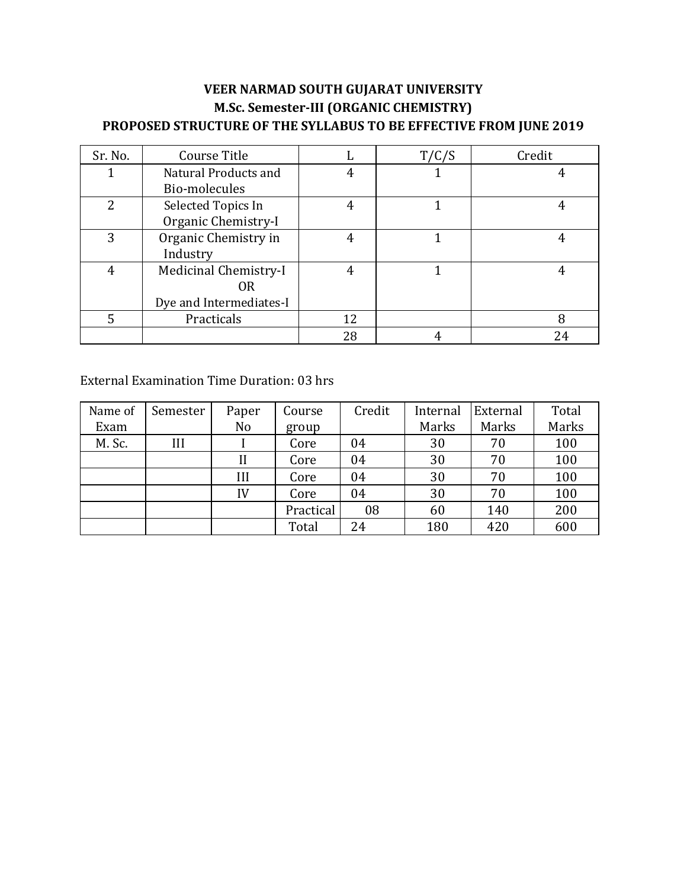# VEER NARMAD SOUTH GUJARAT UNIVERSITY

## M.Sc. Semester-III (ORGANIC CHEMISTRY)

## PROPOSED STRUCTURE OF THE SYLLABUS TO BE EFFECTIVE FROM JUNE 2019

| Sr. No. | Course Title | L | T/C/S | Credit |
|---|---|---|---|---|
| 1 | Natural Products and Bio-molecules | 4 | 1 | 4 |
| 2 | Selected Topics In Organic Chemistry-I | 4 | 1 | 4 |
| 3 | Organic Chemistry in Industry | 4 | 1 | 4 |
| 4 | Medicinal Chemistry-I OR Dye and Intermediates-I | 4 | 1 | 4 |
| 5 | Practicals | 12 | | 8 |
| | | 28 | 4 | 24 |

External Examination Time Duration: 03 hrs

| Name of Exam | Semester | Paper No | Course group | Credit | Internal Marks | External Marks | Total Marks |
|---|---|---|---|---|---|---|---|
| M. Sc. | III | I | Core | 04 | 30 | 70 | 100 |
| | | II | Core | 04 | 30 | 70 | 100 |
| | | III | Core | 04 | 30 | 70 | 100 |
| | | IV | Core | 04 | 30 | 70 | 100 |
| | | | Practical | 08 | 60 | 140 | 200 |
| | | | Total | 24 | 180 | 420 | 600 |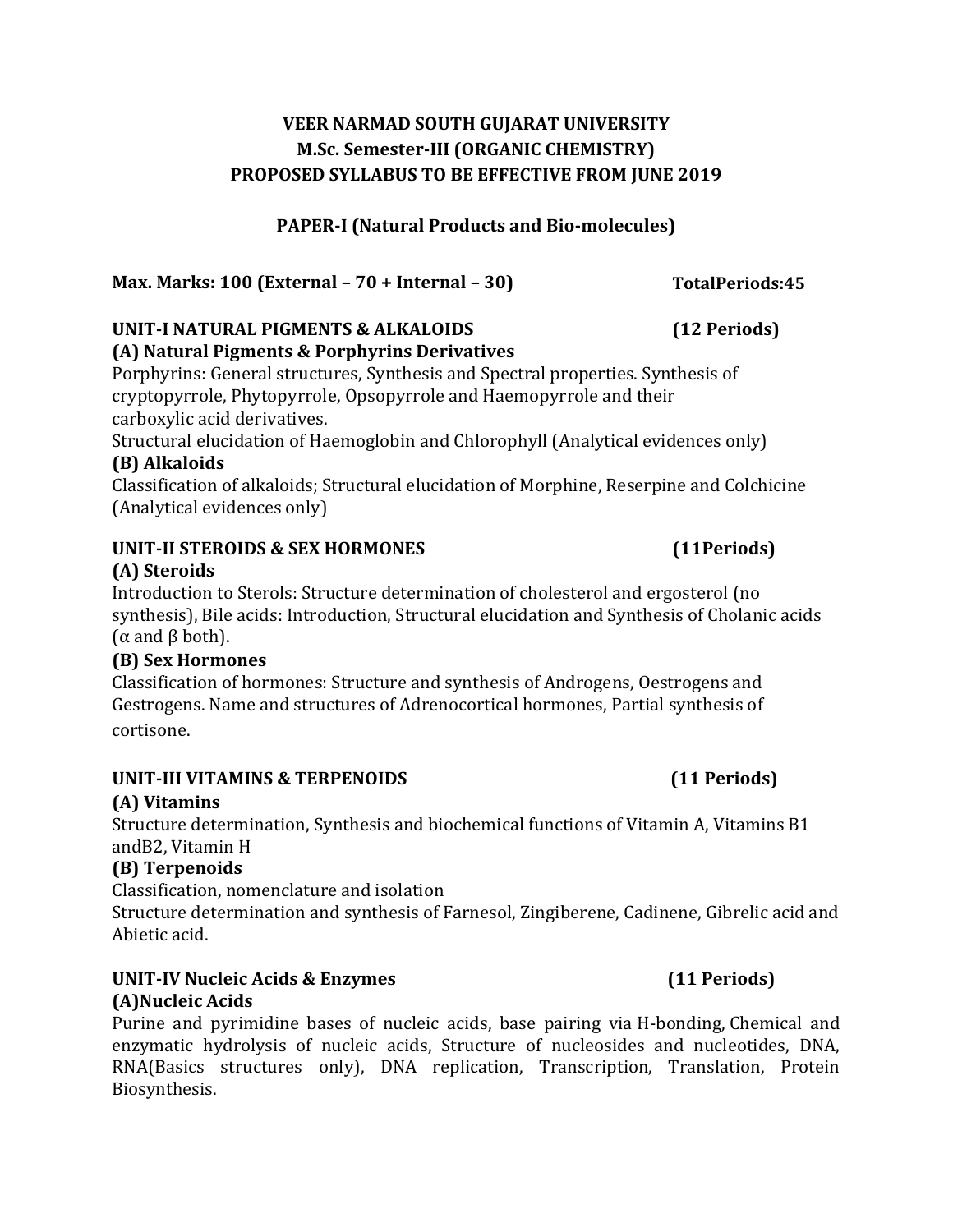# VEER NARMAD SOUTH GUJARAT UNIVERSITY
# M.Sc. Semester-III (ORGANIC CHEMISTRY)
# PROPOSED SYLLABUS TO BE EFFECTIVE FROM JUNE 2019

## PAPER-I (Natural Products and Bio-molecules)

**Max. Marks: 100 (External – 70 + Internal – 30)** **TotalPeriods:45**

### UNIT-I NATURAL PIGMENTS & ALKALOIDS (12 Periods)

**(A) Natural Pigments & Porphyrins Derivatives**

Porphyrins: General structures, Synthesis and Spectral properties. Synthesis of cryptopyrrole, Phytopyrrole, Opsopyrrole and Haemopyrrole and their carboxylic acid derivatives.

Structural elucidation of Haemoglobin and Chlorophyll (Analytical evidences only)

**(B) Alkaloids**

Classification of alkaloids; Structural elucidation of Morphine, Reserpine and Colchicine (Analytical evidences only)

### UNIT-II STEROIDS & SEX HORMONES (11Periods)

**(A) Steroids**

Introduction to Sterols: Structure determination of cholesterol and ergosterol (no synthesis), Bile acids: Introduction, Structural elucidation and Synthesis of Cholanic acids ($\alpha$ and $\beta$ both).

**(B) Sex Hormones**

Classification of hormones: Structure and synthesis of Androgens, Oestrogens and Gestrogens. Name and structures of Adrenocortical hormones, Partial synthesis of cortisone.

### UNIT-III VITAMINS & TERPENOIDS (11 Periods)

**(A) Vitamins**

Structure determination, Synthesis and biochemical functions of Vitamin A, Vitamins B1 andB2, Vitamin H

**(B) Terpenoids**

Classification, nomenclature and isolation

Structure determination and synthesis of Farnesol, Zingiberene, Cadinene, Gibrelic acid and Abietic acid.

### UNIT-IV Nucleic Acids & Enzymes (11 Periods)

**(A)Nucleic Acids**

Purine and pyrimidine bases of nucleic acids, base pairing via H-bonding, Chemical and enzymatic hydrolysis of nucleic acids, Structure of nucleosides and nucleotides, DNA, RNA(Basics structures only), DNA replication, Transcription, Translation, Protein Biosynthesis.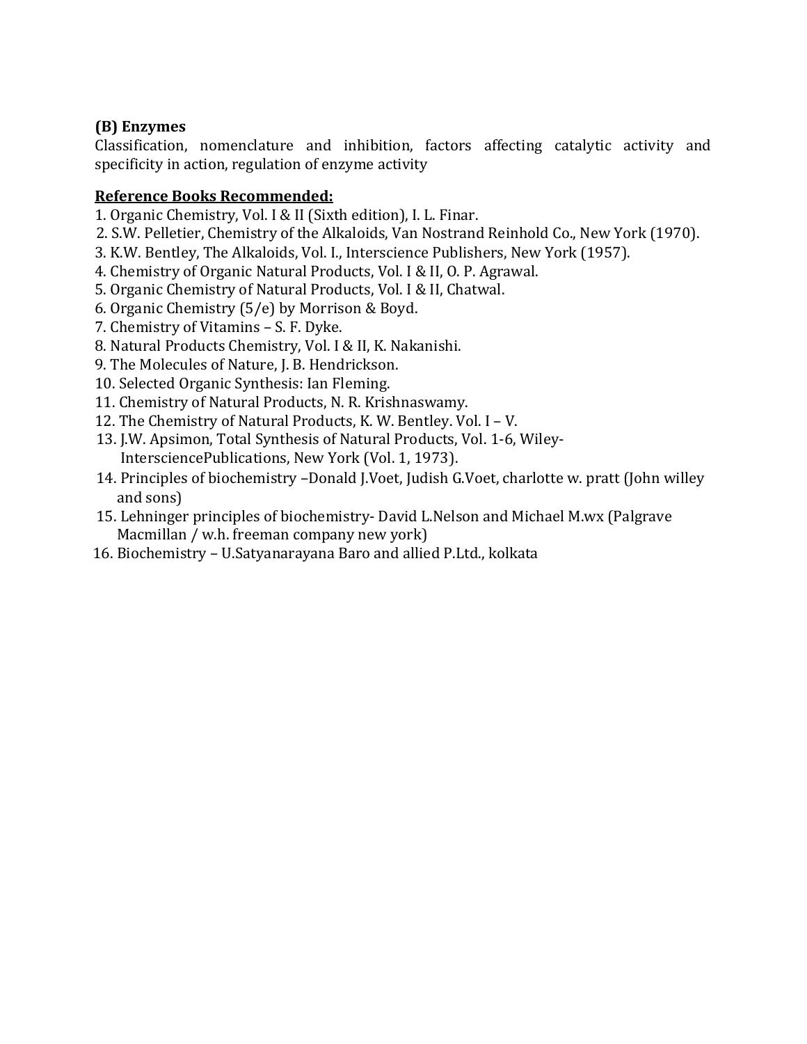**(B) Enzymes**

Classification, nomenclature and inhibition, factors affecting catalytic activity and specificity in action, regulation of enzyme activity

**Reference Books Recommended:**

1. Organic Chemistry, Vol. I & II (Sixth edition), I. L. Finar.
2. S.W. Pelletier, Chemistry of the Alkaloids, Van Nostrand Reinhold Co., New York (1970).
3. K.W. Bentley, The Alkaloids, Vol. I., Interscience Publishers, New York (1957).
4. Chemistry of Organic Natural Products, Vol. I & II, O. P. Agrawal.
5. Organic Chemistry of Natural Products, Vol. I & II, Chatwal.
6. Organic Chemistry (5/e) by Morrison & Boyd.
7. Chemistry of Vitamins – S. F. Dyke.
8. Natural Products Chemistry, Vol. I & II, K. Nakanishi.
9. The Molecules of Nature, J. B. Hendrickson.
10. Selected Organic Synthesis: Ian Fleming.
11. Chemistry of Natural Products, N. R. Krishnaswamy.
12. The Chemistry of Natural Products, K. W. Bentley. Vol. I – V.
13. J.W. Apsimon, Total Synthesis of Natural Products, Vol. 1-6, Wiley-InterscciencePublications, New York (Vol. 1, 1973).
14. Principles of biochemistry –Donald J.Voet, Judish G.Voet, charlotte w. pratt (John willey and sons)
15. Lehninger principles of biochemistry- David L.Nelson and Michael M.wx (Palgrave Macmillan / w.h. freeman company new york)
16. Biochemistry – U.Satyanarayana Baro and allied P.Ltd., kolkata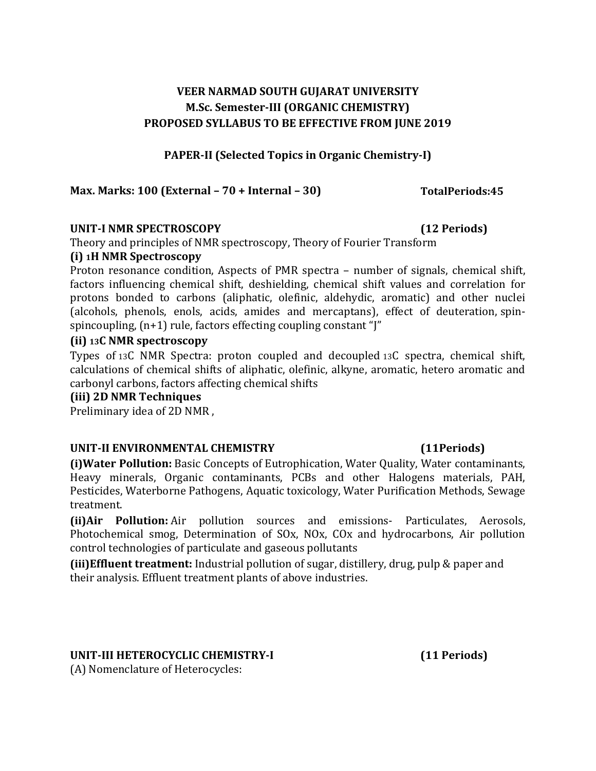**VEER NARMAD SOUTH GUJARAT UNIVERSITY**
**M.Sc. Semester-III (ORGANIC CHEMISTRY)**
**PROPOSED SYLLABUS TO BE EFFECTIVE FROM JUNE 2019**

**PAPER-II (Selected Topics in Organic Chemistry-I)**

**Max. Marks: 100 (External – 70 + Internal – 30)** **TotalPeriods:45**

**UNIT-I NMR SPECTROSCOPY (12 Periods)**

Theory and principles of NMR spectroscopy, Theory of Fourier Transform

**(i) $^{1}$H NMR Spectroscopy**

Proton resonance condition, Aspects of PMR spectra – number of signals, chemical shift, factors influencing chemical shift, deshielding, chemical shift values and correlation for protons bonded to carbons (aliphatic, olefinic, aldehydic, aromatic) and other nuclei (alcohols, phenols, enols, acids, amides and mercaptans), effect of deuteration, spin-spincoupling, (n+1) rule, factors effecting coupling constant "J"

**(ii) $^{13}$C NMR spectroscopy**

Types of $^{13}$C NMR Spectra: proton coupled and decoupled $^{13}$C spectra, chemical shift, calculations of chemical shifts of aliphatic, olefinic, alkyne, aromatic, hetero aromatic and carbonyl carbons, factors affecting chemical shifts

**(iii) 2D NMR Techniques**

Preliminary idea of 2D NMR ,

**UNIT-II ENVIRONMENTAL CHEMISTRY (11Periods)**

**(i)Water Pollution:** Basic Concepts of Eutrophication, Water Quality, Water contaminants, Heavy minerals, Organic contaminants, PCBs and other Halogens materials, PAH, Pesticides, Waterborne Pathogens, Aquatic toxicology, Water Purification Methods, Sewage treatment.

**(ii)Air Pollution:** Air pollution sources and emissions- Particulates, Aerosols, Photochemical smog, Determination of SOx, NOx, COx and hydrocarbons, Air pollution control technologies of particulate and gaseous pollutants

**(iii)Effluent treatment:** Industrial pollution of sugar, distillery, drug, pulp & paper and their analysis. Effluent treatment plants of above industries.

**UNIT-III HETEROCYCLIC CHEMISTRY-I (11 Periods)**

(A) Nomenclature of Heterocycles: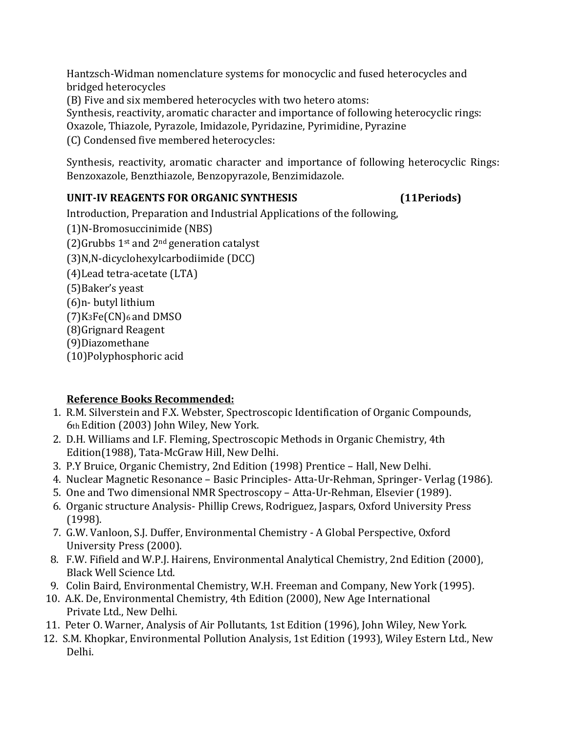Hantzsch-Widman nomenclature systems for monocyclic and fused heterocycles and bridged heterocycles

(B) Five and six membered heterocycles with two hetero atoms:

Synthesis, reactivity, aromatic character and importance of following heterocyclic rings: Oxazole, Thiazole, Pyrazole, Imidazole, Pyridazine, Pyrimidine, Pyrazine

(C) Condensed five membered heterocycles:

Synthesis, reactivity, aromatic character and importance of following heterocyclic Rings: Benzoxazole, Benzthiazole, Benzopyrazole, Benzimidazole.

### UNIT-IV REAGENTS FOR ORGANIC SYNTHESIS (11Periods)

Introduction, Preparation and Industrial Applications of the following,

(1)N-Bromosuccinimide (NBS)

(2)Grubbs 1st and 2nd generation catalyst

(3)N,N-dicyclohexylcarbodiimide (DCC)

(4)Lead tetra-acetate (LTA)

(5)Baker's yeast

(6)n- butyl lithium

(7)$K_3Fe(CN)_6$ and DMSO

(8)Grignard Reagent

(9)Diazomethane

(10)Polyphosphoric acid

**<u>Reference Books Recommended:</u>**

1. R.M. Silverstein and F.X. Webster, Spectroscopic Identification of Organic Compounds, 6th Edition (2003) John Wiley, New York.
2. D.H. Williams and I.F. Fleming, Spectroscopic Methods in Organic Chemistry, 4th Edition(1988), Tata-McGraw Hill, New Delhi.
3. P.Y Bruice, Organic Chemistry, 2nd Edition (1998) Prentice – Hall, New Delhi.
4. Nuclear Magnetic Resonance – Basic Principles- Atta-Ur-Rehman, Springer- Verlag (1986).
5. One and Two dimensional NMR Spectroscopy – Atta-Ur-Rehman, Elsevier (1989).
6. Organic structure Analysis- Phillip Crews, Rodriguez, Jaspars, Oxford University Press (1998).
7. G.W. Vanloon, S.J. Duffer, Environmental Chemistry - A Global Perspective, Oxford University Press (2000).
8. F.W. Fifield and W.P.J. Hairens, Environmental Analytical Chemistry, 2nd Edition (2000), Black Well Science Ltd.
9. Colin Baird, Environmental Chemistry, W.H. Freeman and Company, New York (1995).
10. A.K. De, Environmental Chemistry, 4th Edition (2000), New Age International Private Ltd., New Delhi.
11. Peter O. Warner, Analysis of Air Pollutants, 1st Edition (1996), John Wiley, New York.
12. S.M. Khopkar, Environmental Pollution Analysis, 1st Edition (1993), Wiley Estern Ltd., New Delhi.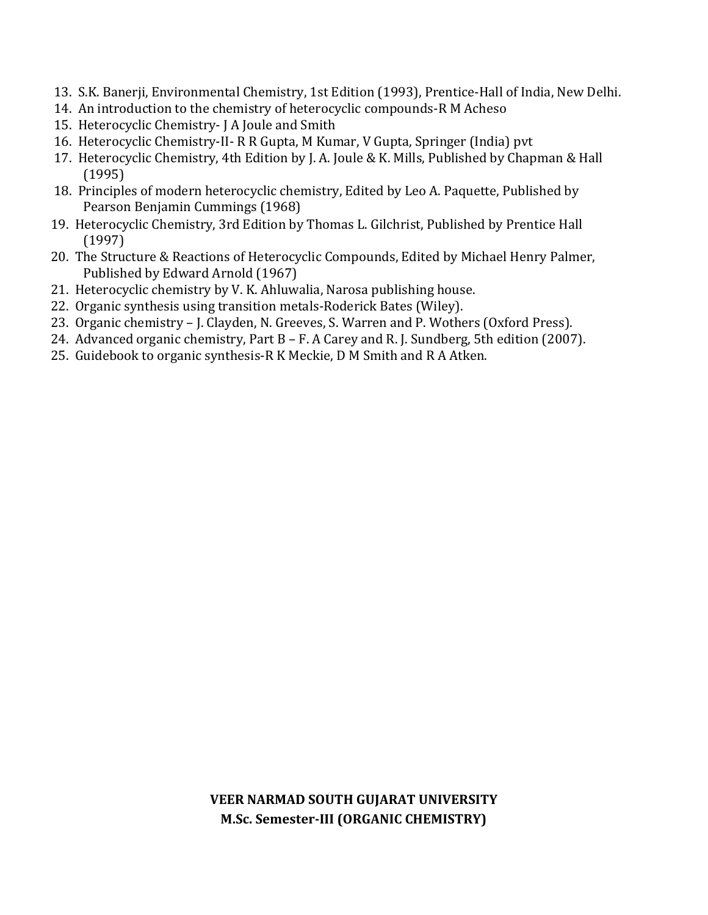13. S.K. Banerji, Environmental Chemistry, 1st Edition (1993), Prentice-Hall of India, New Delhi.
14. An introduction to the chemistry of heterocyclic compounds-R M Acheso
15. Heterocyclic Chemistry- J A Joule and Smith
16. Heterocyclic Chemistry-II- R R Gupta, M Kumar, V Gupta, Springer (India) pvt
17. Heterocyclic Chemistry, 4th Edition by J. A. Joule & K. Mills, Published by Chapman & Hall (1995)
18. Principles of modern heterocyclic chemistry, Edited by Leo A. Paquette, Published by Pearson Benjamin Cummings (1968)
19. Heterocyclic Chemistry, 3rd Edition by Thomas L. Gilchrist, Published by Prentice Hall (1997)
20. The Structure & Reactions of Heterocyclic Compounds, Edited by Michael Henry Palmer, Published by Edward Arnold (1967)
21. Heterocyclic chemistry by V. K. Ahluwalia, Narosa publishing house.
22. Organic synthesis using transition metals-Roderick Bates (Wiley).
23. Organic chemistry – J. Clayden, N. Greeves, S. Warren and P. Wothers (Oxford Press).
24. Advanced organic chemistry, Part B – F. A Carey and R. J. Sundberg, 5th edition (2007).
25. Guidebook to organic synthesis-R K Meckie, D M Smith and R A Atken.

**VEER NARMAD SOUTH GUJARAT UNIVERSITY**
**M.Sc. Semester-III (ORGANIC CHEMISTRY)**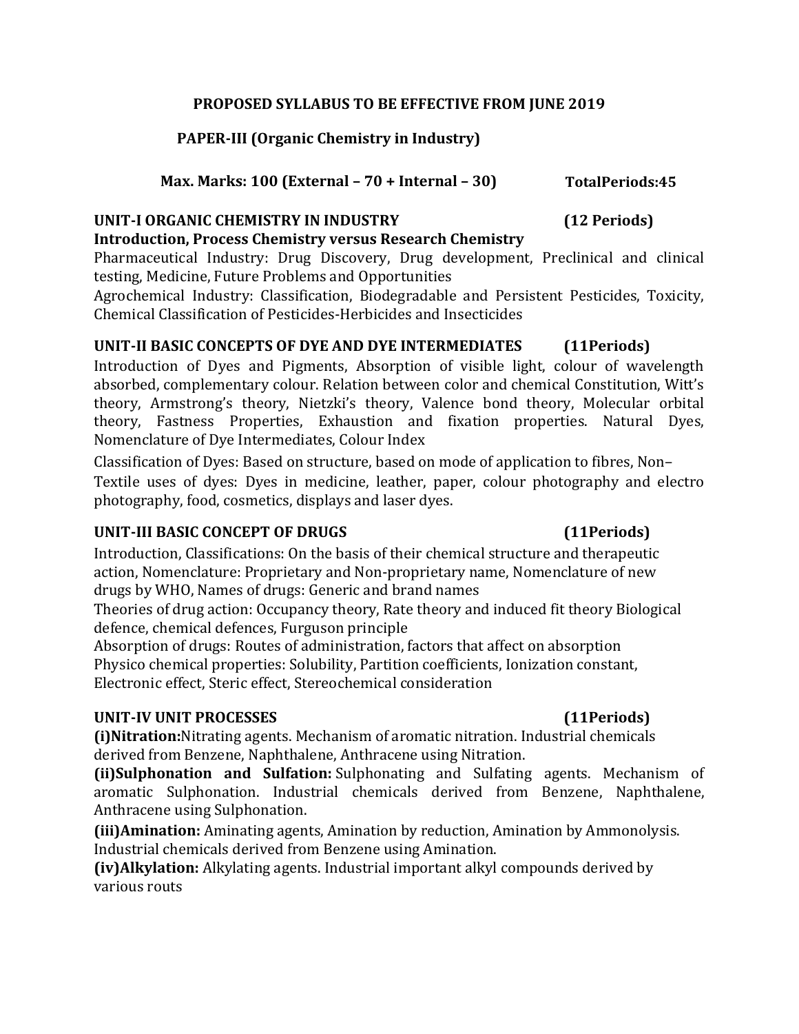**PROPOSED SYLLABUS TO BE EFFECTIVE FROM JUNE 2019**

**PAPER-III (Organic Chemistry in Industry)**

**Max. Marks: 100 (External – 70 + Internal – 30)** **TotalPeriods:45**

**UNIT-I ORGANIC CHEMISTRY IN INDUSTRY** **(12 Periods)**

**Introduction, Process Chemistry versus Research Chemistry**

Pharmaceutical Industry: Drug Discovery, Drug development, Preclinical and clinical testing, Medicine, Future Problems and Opportunities

Agrochemical Industry: Classification, Biodegradable and Persistent Pesticides, Toxicity, Chemical Classification of Pesticides-Herbicides and Insecticides

**UNIT-II BASIC CONCEPTS OF DYE AND DYE INTERMEDIATES** **(11Periods)**

Introduction of Dyes and Pigments, Absorption of visible light, colour of wavelength absorbed, complementary colour. Relation between color and chemical Constitution, Witt's theory, Armstrong's theory, Nietzki's theory, Valence bond theory, Molecular orbital theory, Fastness Properties, Exhaustion and fixation properties. Natural Dyes, Nomenclature of Dye Intermediates, Colour Index

Classification of Dyes: Based on structure, based on mode of application to fibres, Non–

Textile uses of dyes: Dyes in medicine, leather, paper, colour photography and electro photography, food, cosmetics, displays and laser dyes.

**UNIT-III BASIC CONCEPT OF DRUGS** **(11Periods)**

Introduction, Classifications: On the basis of their chemical structure and therapeutic action, Nomenclature: Proprietary and Non-proprietary name, Nomenclature of new drugs by WHO, Names of drugs: Generic and brand names

Theories of drug action: Occupancy theory, Rate theory and induced fit theory Biological defence, chemical defences, Furguson principle

Absorption of drugs: Routes of administration, factors that affect on absorption

Physico chemical properties: Solubility, Partition coefficients, Ionization constant, Electronic effect, Steric effect, Stereochemical consideration

**UNIT-IV UNIT PROCESSES** **(11Periods)**

**(i)Nitration:**Nitrating agents. Mechanism of aromatic nitration. Industrial chemicals derived from Benzene, Naphthalene, Anthracene using Nitration.

**(ii)Sulphonation and Sulfation:** Sulphonating and Sulfating agents. Mechanism of aromatic Sulphonation. Industrial chemicals derived from Benzene, Naphthalene, Anthracene using Sulphonation.

**(iii)Amination:** Aminating agents, Amination by reduction, Amination by Ammonolysis. Industrial chemicals derived from Benzene using Amination.

**(iv)Alkylation:** Alkylating agents. Industrial important alkyl compounds derived by various routs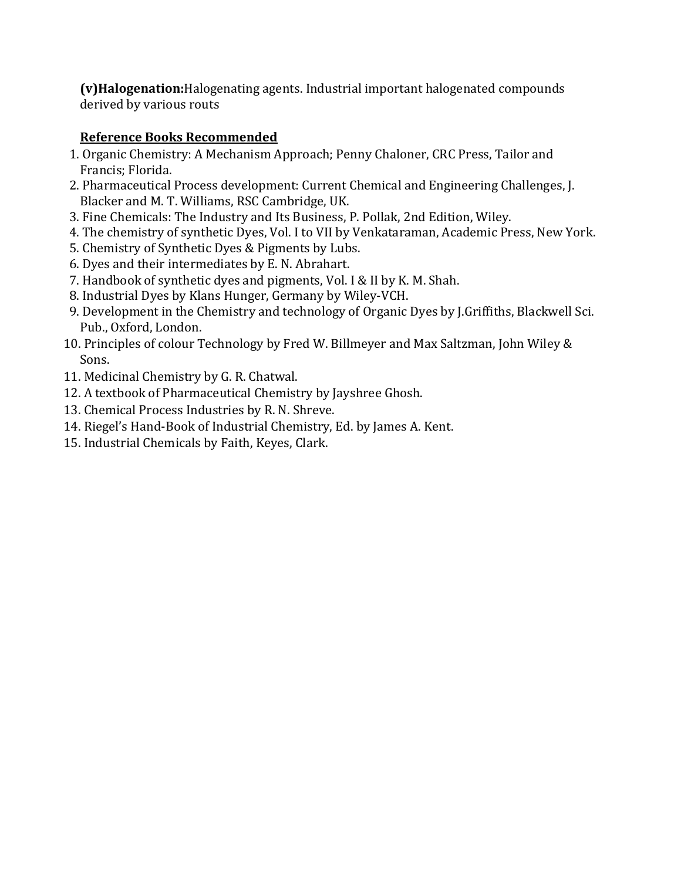**(v)Halogenation:**Halogenating agents. Industrial important halogenated compounds derived by various routs

**Reference Books Recommended**

1. Organic Chemistry: A Mechanism Approach; Penny Chaloner, CRC Press, Tailor and Francis; Florida.
2. Pharmaceutical Process development: Current Chemical and Engineering Challenges, J. Blacker and M. T. Williams, RSC Cambridge, UK.
3. Fine Chemicals: The Industry and Its Business, P. Pollak, 2nd Edition, Wiley.
4. The chemistry of synthetic Dyes, Vol. I to VII by Venkataraman, Academic Press, New York.
5. Chemistry of Synthetic Dyes & Pigments by Lubs.
6. Dyes and their intermediates by E. N. Abrahart.
7. Handbook of synthetic dyes and pigments, Vol. I & II by K. M. Shah.
8. Industrial Dyes by Klans Hunger, Germany by Wiley-VCH.
9. Development in the Chemistry and technology of Organic Dyes by J.Griffiths, Blackwell Sci. Pub., Oxford, London.
10. Principles of colour Technology by Fred W. Billmeyer and Max Saltzman, John Wiley & Sons.
11. Medicinal Chemistry by G. R. Chatwal.
12. A textbook of Pharmaceutical Chemistry by Jayshree Ghosh.
13. Chemical Process Industries by R. N. Shreve.
14. Riegel's Hand-Book of Industrial Chemistry, Ed. by James A. Kent.
15. Industrial Chemicals by Faith, Keyes, Clark.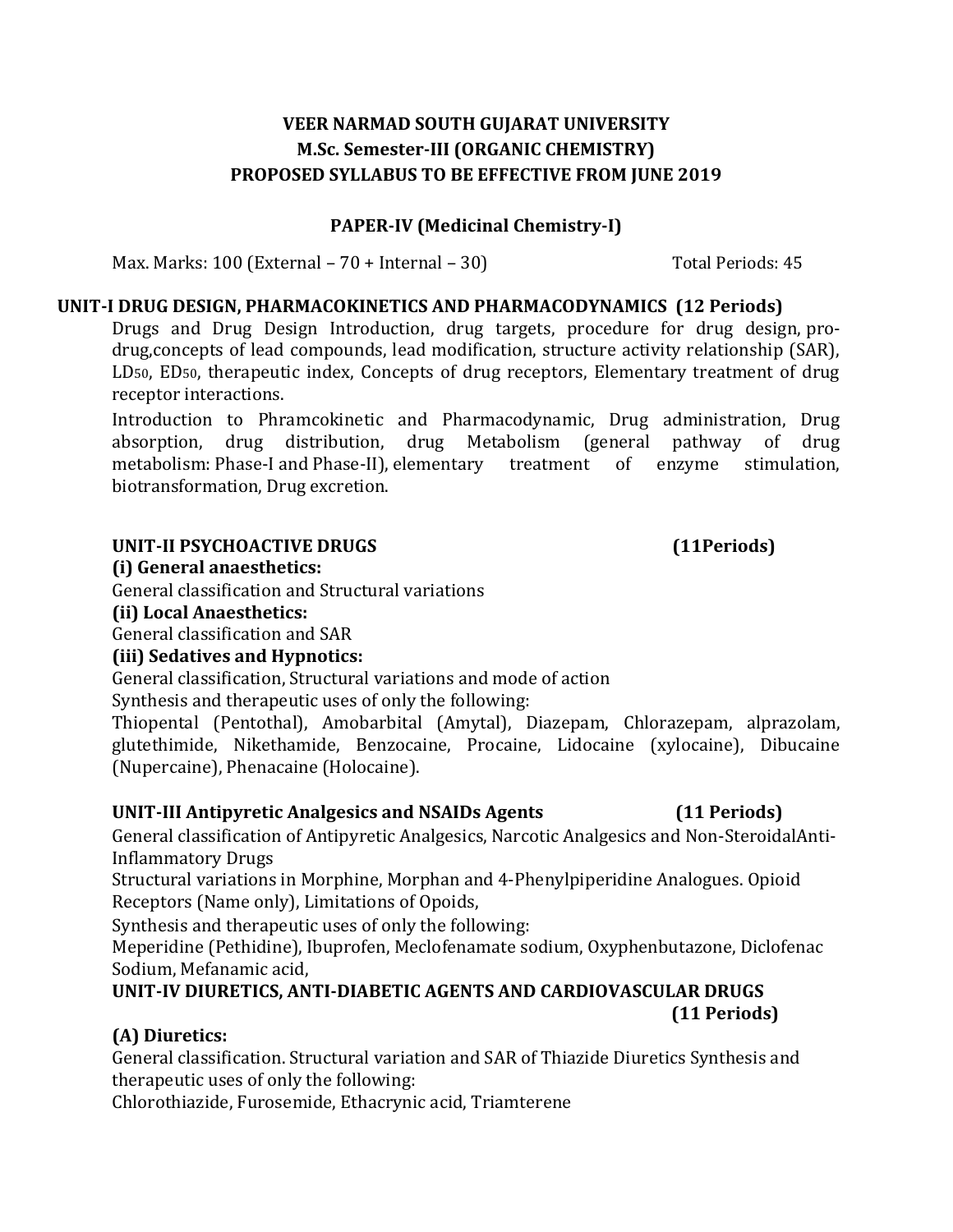**VEER NARMAD SOUTH GUJARAT UNIVERSITY**
**M.Sc. Semester-III (ORGANIC CHEMISTRY)**
**PROPOSED SYLLABUS TO BE EFFECTIVE FROM JUNE 2019**

**PAPER-IV (Medicinal Chemistry-I)**

Max. Marks: 100 (External – 70 + Internal – 30) Total Periods: 45

### UNIT-I DRUG DESIGN, PHARMACOKINETICS AND PHARMACODYNAMICS (12 Periods)

Drugs and Drug Design Introduction, drug targets, procedure for drug design, pro-drug,concepts of lead compounds, lead modification, structure activity relationship (SAR), $LD_{50}$, $ED_{50}$, therapeutic index, Concepts of drug receptors, Elementary treatment of drug receptor interactions.

Introduction to Phramcokinetic and Pharmacodynamic, Drug administration, Drug absorption, drug distribution, drug Metabolism (general pathway of drug metabolism: Phase-I and Phase-II), elementary treatment of enzyme stimulation, biotransformation, Drug excretion.

### UNIT-II PSYCHOACTIVE DRUGS (11Periods)

**(i) General anaesthetics:**

General classification and Structural variations

**(ii) Local Anaesthetics:**

General classification and SAR

**(iii) Sedatives and Hypnotics:**

General classification, Structural variations and mode of action

Synthesis and therapeutic uses of only the following:

Thiopental (Pentothal), Amobarbital (Amytal), Diazepam, Chlorazepam, alprazolam, glutethimide, Nikethamide, Benzocaine, Procaine, Lidocaine (xylocaine), Dibucaine (Nupercaine), Phenacaine (Holocaine).

### UNIT-III Antipyretic Analgesics and NSAIDs Agents (11 Periods)

General classification of Antipyretic Analgesics, Narcotic Analgesics and Non-SteroidalAnti-Inflammatory Drugs

Structural variations in Morphine, Morphan and 4-Phenylpiperidine Analogues. Opioid Receptors (Name only), Limitations of Opoids,

Synthesis and therapeutic uses of only the following:

Meperidine (Pethidine), Ibuprofen, Meclofenamate sodium, Oxyphenbutazone, Diclofenac Sodium, Mefanamic acid,

### UNIT-IV DIURETICS, ANTI-DIABETIC AGENTS AND CARDIOVASCULAR DRUGS (11 Periods)

**(A) Diuretics:**

General classification. Structural variation and SAR of Thiazide Diuretics Synthesis and therapeutic uses of only the following:

Chlorothiazide, Furosemide, Ethacrynic acid, Triamterene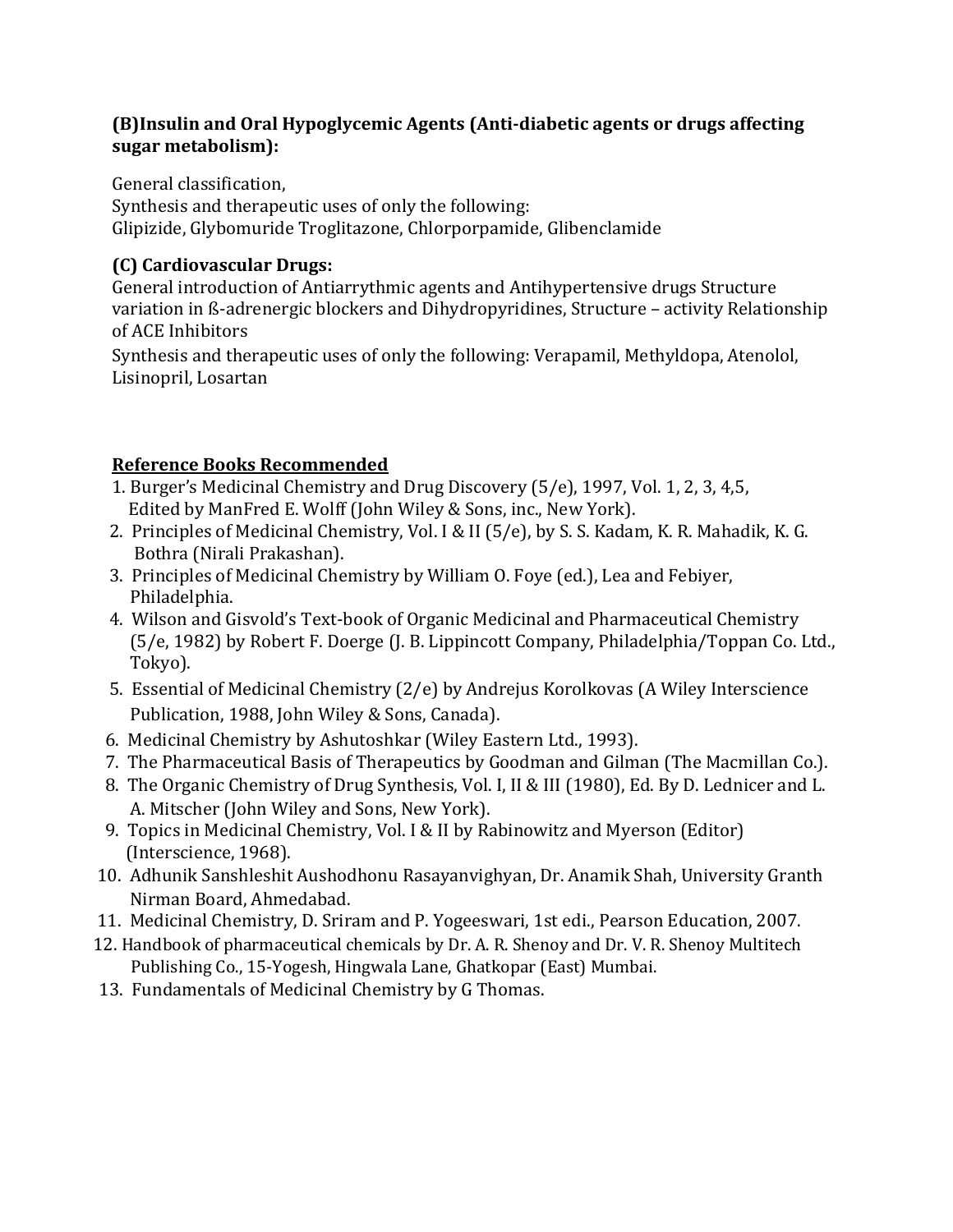**(B)Insulin and Oral Hypoglycemic Agents (Anti-diabetic agents or drugs affecting sugar metabolism):**

General classification,
Synthesis and therapeutic uses of only the following:
Glipizide, Glybomuride Troglitazone, Chlorporpamide, Glibenclamide

**(C) Cardiovascular Drugs:**

General introduction of Antiarrythmic agents and Antihypertensive drugs Structure variation in ß-adrenergic blockers and Dihydropyridines, Structure – activity Relationship of ACE Inhibitors

Synthesis and therapeutic uses of only the following: Verapamil, Methyldopa, Atenolol, Lisinopril, Losartan

**<u>Reference Books Recommended</u>**

1. Burger's Medicinal Chemistry and Drug Discovery (5/e), 1997, Vol. 1, 2, 3, 4,5, Edited by ManFred E. Wolff (John Wiley & Sons, inc., New York).
2. Principles of Medicinal Chemistry, Vol. I & II (5/e), by S. S. Kadam, K. R. Mahadik, K. G. Bothra (Nirali Prakashan).
3. Principles of Medicinal Chemistry by William O. Foye (ed.), Lea and Febiyer, Philadelphia.
4. Wilson and Gisvold's Text-book of Organic Medicinal and Pharmaceutical Chemistry (5/e, 1982) by Robert F. Doerge (J. B. Lippincott Company, Philadelphia/Toppan Co. Ltd., Tokyo).
5. Essential of Medicinal Chemistry (2/e) by Andrejus Korolkovas (A Wiley Interscience Publication, 1988, John Wiley & Sons, Canada).
6. Medicinal Chemistry by Ashutoshkar (Wiley Eastern Ltd., 1993).
7. The Pharmaceutical Basis of Therapeutics by Goodman and Gilman (The Macmillan Co.).
8. The Organic Chemistry of Drug Synthesis, Vol. I, II & III (1980), Ed. By D. Lednicer and L. A. Mitscher (John Wiley and Sons, New York).
9. Topics in Medicinal Chemistry, Vol. I & II by Rabinowitz and Myerson (Editor) (Interscience, 1968).
10. Adhunik Sanshleshit Aushodhonu Rasayanvighyan, Dr. Anamik Shah, University Granth Nirman Board, Ahmedabad.
11. Medicinal Chemistry, D. Sriram and P. Yogeeswari, 1st edi., Pearson Education, 2007.
12. Handbook of pharmaceutical chemicals by Dr. A. R. Shenoy and Dr. V. R. Shenoy Multitech Publishing Co., 15-Yogesh, Hingwala Lane, Ghatkopar (East) Mumbai.
13. Fundamentals of Medicinal Chemistry by G Thomas.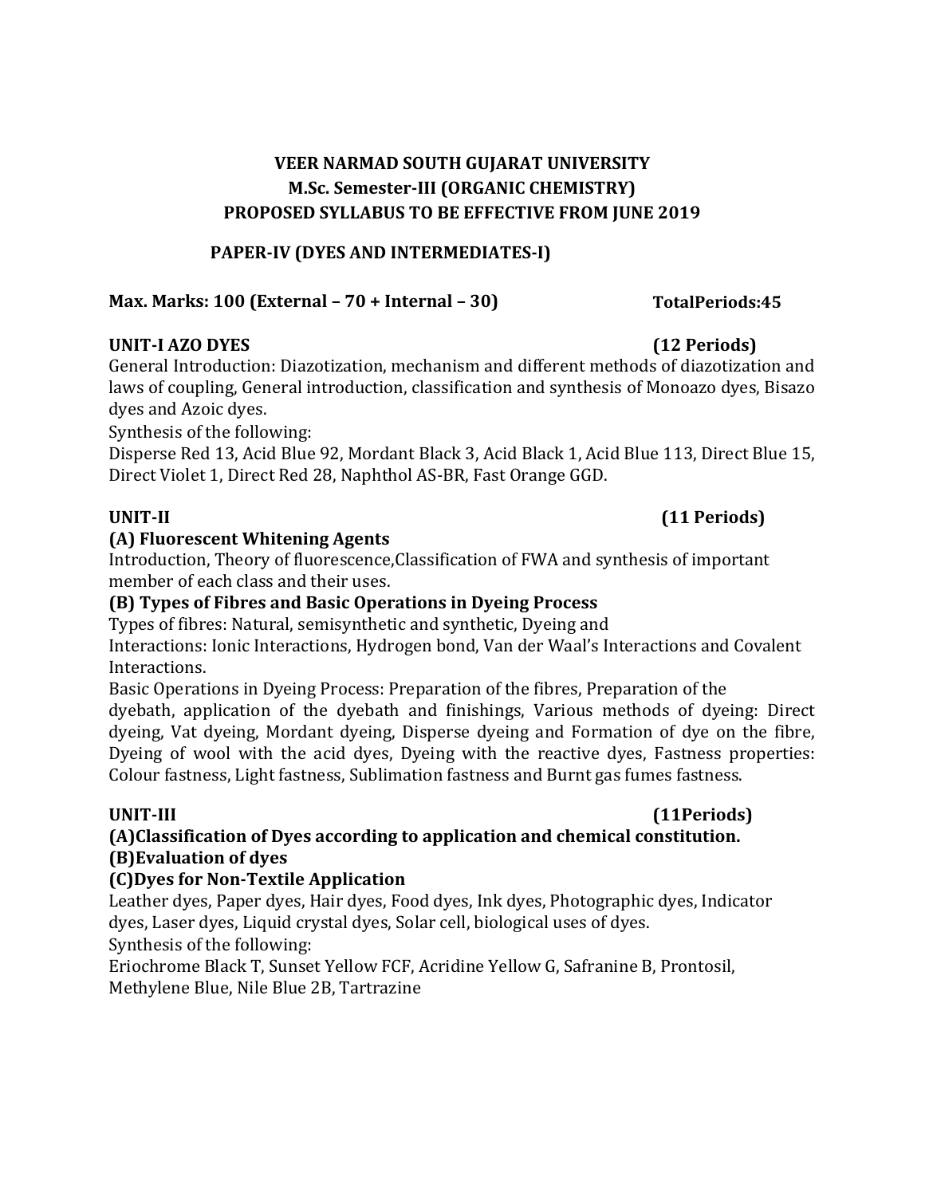**VEER NARMAD SOUTH GUJARAT UNIVERSITY**
**M.Sc. Semester-III (ORGANIC CHEMISTRY)**
**PROPOSED SYLLABUS TO BE EFFECTIVE FROM JUNE 2019**

**PAPER-IV (DYES AND INTERMEDIATES-I)**

**Max. Marks: 100 (External – 70 + Internal – 30)** **TotalPeriods:45**

### UNIT-I AZO DYES (12 Periods)

General Introduction: Diazotization, mechanism and different methods of diazotization and laws of coupling, General introduction, classification and synthesis of Monoazo dyes, Bisazo dyes and Azoic dyes.

Synthesis of the following:

Disperse Red 13, Acid Blue 92, Mordant Black 3, Acid Black 1, Acid Blue 113, Direct Blue 15, Direct Violet 1, Direct Red 28, Naphthol AS-BR, Fast Orange GGD.

### UNIT-II (11 Periods)

**(A) Fluorescent Whitening Agents**

Introduction, Theory of fluorescence,Classification of FWA and synthesis of important member of each class and their uses.

**(B) Types of Fibres and Basic Operations in Dyeing Process**

Types of fibres: Natural, semisynthetic and synthetic, Dyeing and

Interactions: Ionic Interactions, Hydrogen bond, Van der Waal's Interactions and Covalent Interactions.

Basic Operations in Dyeing Process: Preparation of the fibres, Preparation of the dyebath, application of the dyebath and finishings, Various methods of dyeing: Direct dyeing, Vat dyeing, Mordant dyeing, Disperse dyeing and Formation of dye on the fibre, Dyeing of wool with the acid dyes, Dyeing with the reactive dyes, Fastness properties: Colour fastness, Light fastness, Sublimation fastness and Burnt gas fumes fastness.

### UNIT-III (11Periods)

**(A)Classification of Dyes according to application and chemical constitution.**

**(B)Evaluation of dyes**

**(C)Dyes for Non-Textile Application**

Leather dyes, Paper dyes, Hair dyes, Food dyes, Ink dyes, Photographic dyes, Indicator dyes, Laser dyes, Liquid crystal dyes, Solar cell, biological uses of dyes.

Synthesis of the following:

Eriochrome Black T, Sunset Yellow FCF, Acridine Yellow G, Safranine B, Prontosil, Methylene Blue, Nile Blue 2B, Tartrazine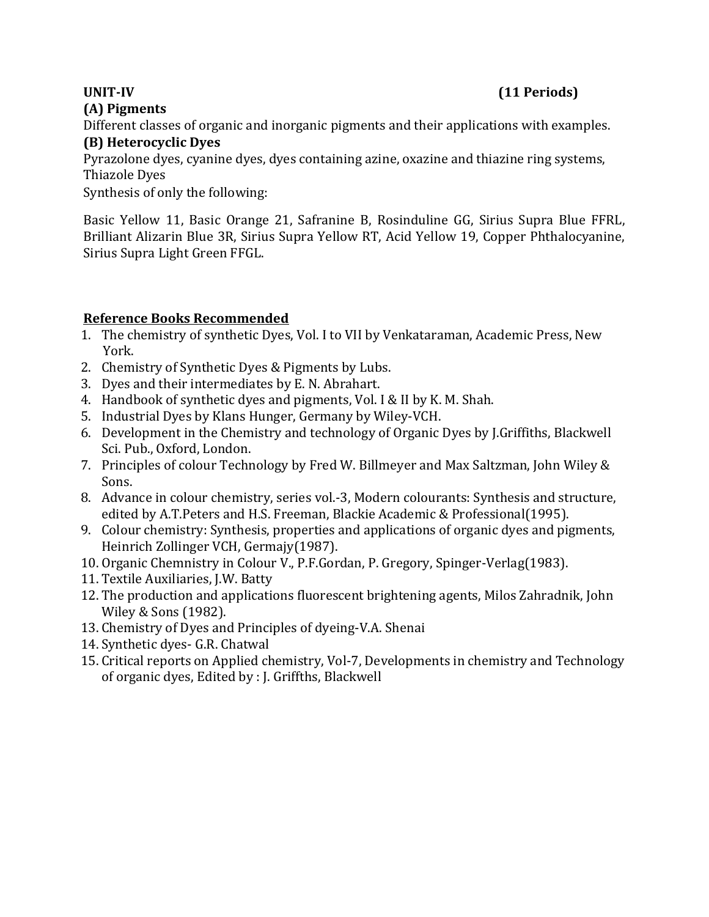**UNIT-IV** **(11 Periods)**

**(A) Pigments**

Different classes of organic and inorganic pigments and their applications with examples.

**(B) Heterocyclic Dyes**

Pyrazolone dyes, cyanine dyes, dyes containing azine, oxazine and thiazine ring systems, Thiazole Dyes

Synthesis of only the following:

Basic Yellow 11, Basic Orange 21, Safranine B, Rosinduline GG, Sirius Supra Blue FFRL, Brilliant Alizarin Blue 3R, Sirius Supra Yellow RT, Acid Yellow 19, Copper Phthalocyanine, Sirius Supra Light Green FFGL.

**Reference Books Recommended**

1. The chemistry of synthetic Dyes, Vol. I to VII by Venkataraman, Academic Press, New York.
2. Chemistry of Synthetic Dyes & Pigments by Lubs.
3. Dyes and their intermediates by E. N. Abrahart.
4. Handbook of synthetic dyes and pigments, Vol. I & II by K. M. Shah.
5. Industrial Dyes by Klans Hunger, Germany by Wiley-VCH.
6. Development in the Chemistry and technology of Organic Dyes by J.Griffiths, Blackwell Sci. Pub., Oxford, London.
7. Principles of colour Technology by Fred W. Billmeyer and Max Saltzman, John Wiley & Sons.
8. Advance in colour chemistry, series vol.-3, Modern colourants: Synthesis and structure, edited by A.T.Peters and H.S. Freeman, Blackie Academic & Professional(1995).
9. Colour chemistry: Synthesis, properties and applications of organic dyes and pigments, Heinrich Zollinger VCH, Germajy(1987).
10. Organic Chemnistry in Colour V., P.F.Gordan, P. Gregory, Spinger-Verlag(1983).
11. Textile Auxiliaries, J.W. Batty
12. The production and applications fluorescent brightening agents, Milos Zahradnik, John Wiley & Sons (1982).
13. Chemistry of Dyes and Principles of dyeing-V.A. Shenai
14. Synthetic dyes- G.R. Chatwal
15. Critical reports on Applied chemistry, Vol-7, Developments in chemistry and Technology of organic dyes, Edited by : J. Griffths, Blackwell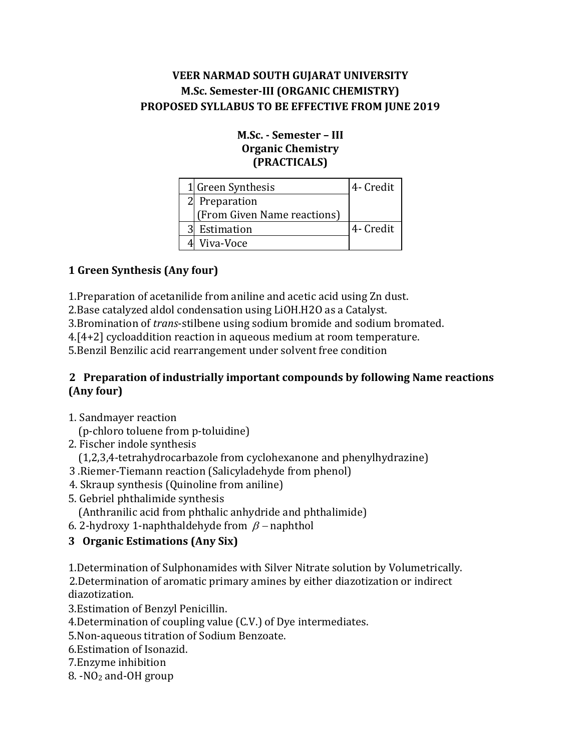**VEER NARMAD SOUTH GUJARAT UNIVERSITY**
**M.Sc. Semester-III (ORGANIC CHEMISTRY)**
**PROPOSED SYLLABUS TO BE EFFECTIVE FROM JUNE 2019**

**M.Sc. - Semester – III**
**Organic Chemistry**
**(PRACTICALS)**

| | | |
|---|---|---|
| 1 | Green Synthesis | 4- Credit |
| 2 | Preparation (From Given Name reactions) | |
| 3 | Estimation | 4- Credit |
| 4 | Viva-Voce | |

## 1 Green Synthesis (Any four)

1.Preparation of acetanilide from aniline and acetic acid using Zn dust.
2.Base catalyzed aldol condensation using LiOH.H2O as a Catalyst.
3.Bromination of *trans*-stilbene using sodium bromide and sodium bromated.
4.[4+2] cycloaddition reaction in aqueous medium at room temperature.
5.Benzil Benzilic acid rearrangement under solvent free condition

## 2 Preparation of industrially important compounds by following Name reactions (Any four)

1. Sandmayer reaction
   (p-chloro toluene from p-toluidine)
2. Fischer indole synthesis
   (1,2,3,4-tetrahydrocarbazole from cyclohexanone and phenylhydrazine)
3. Riemer-Tiemann reaction (Salicyladehyde from phenol)
4. Skraup synthesis (Quinoline from aniline)
5. Gebriel phthalimide synthesis
   (Anthranilic acid from phthalic anhydride and phthalimide)
6. 2-hydroxy 1-naphthaldehyde from $\beta$ – naphthol

## 3 Organic Estimations (Any Six)

1.Determination of Sulphonamides with Silver Nitrate solution by Volumetrically.
2.Determination of aromatic primary amines by either diazotization or indirect diazotization.
3.Estimation of Benzyl Penicillin.
4.Determination of coupling value (C.V.) of Dye intermediates.
5.Non-aqueous titration of Sodium Benzoate.
6.Estimation of Isonazid.
7.Enzyme inhibition
8. -$NO_2$ and-OH group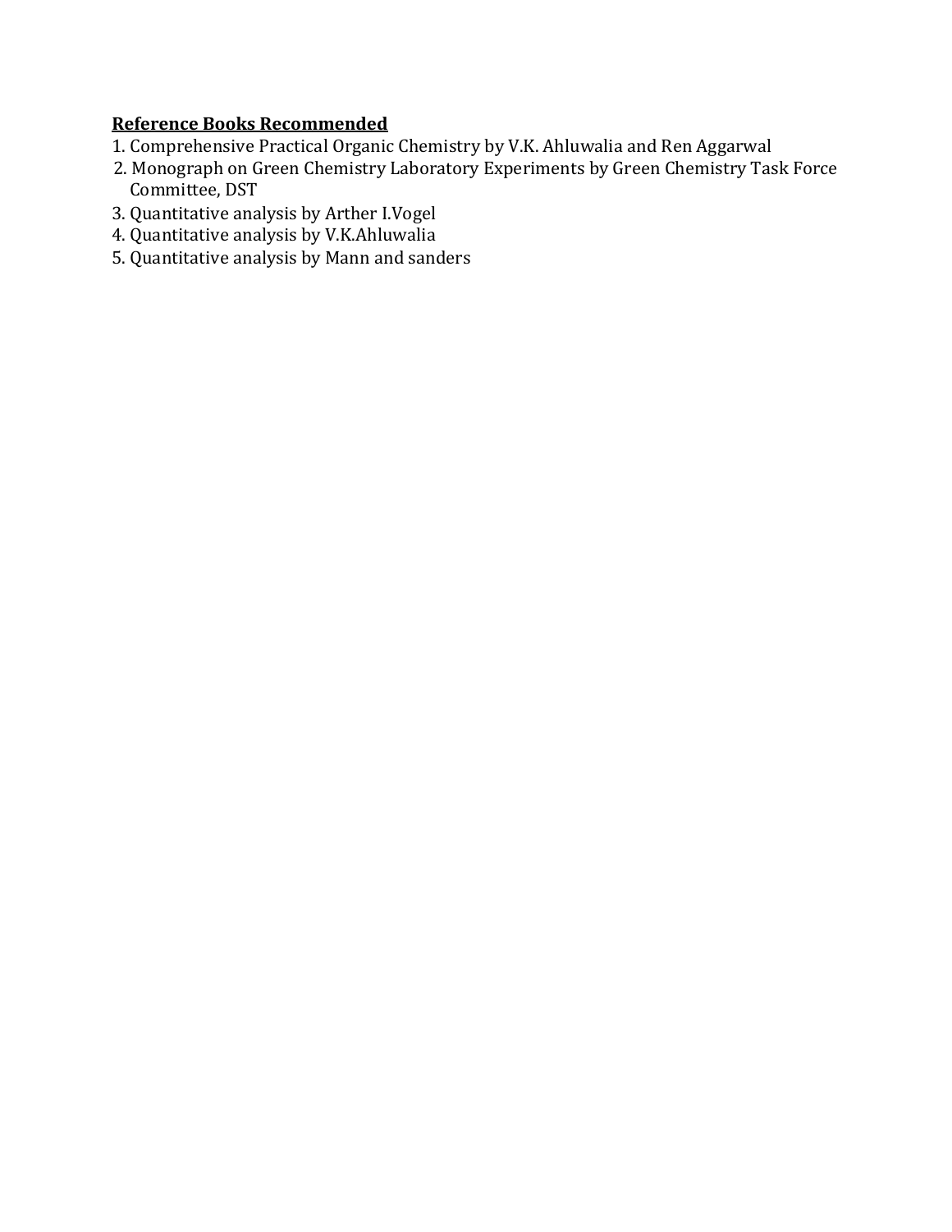**<u>Reference Books Recommended</u>**

1. Comprehensive Practical Organic Chemistry by V.K. Ahluwalia and Ren Aggarwal
2. Monograph on Green Chemistry Laboratory Experiments by Green Chemistry Task Force Committee, DST
3. Quantitative analysis by Arther I.Vogel
4. Quantitative analysis by V.K.Ahluwalia
5. Quantitative analysis by Mann and sanders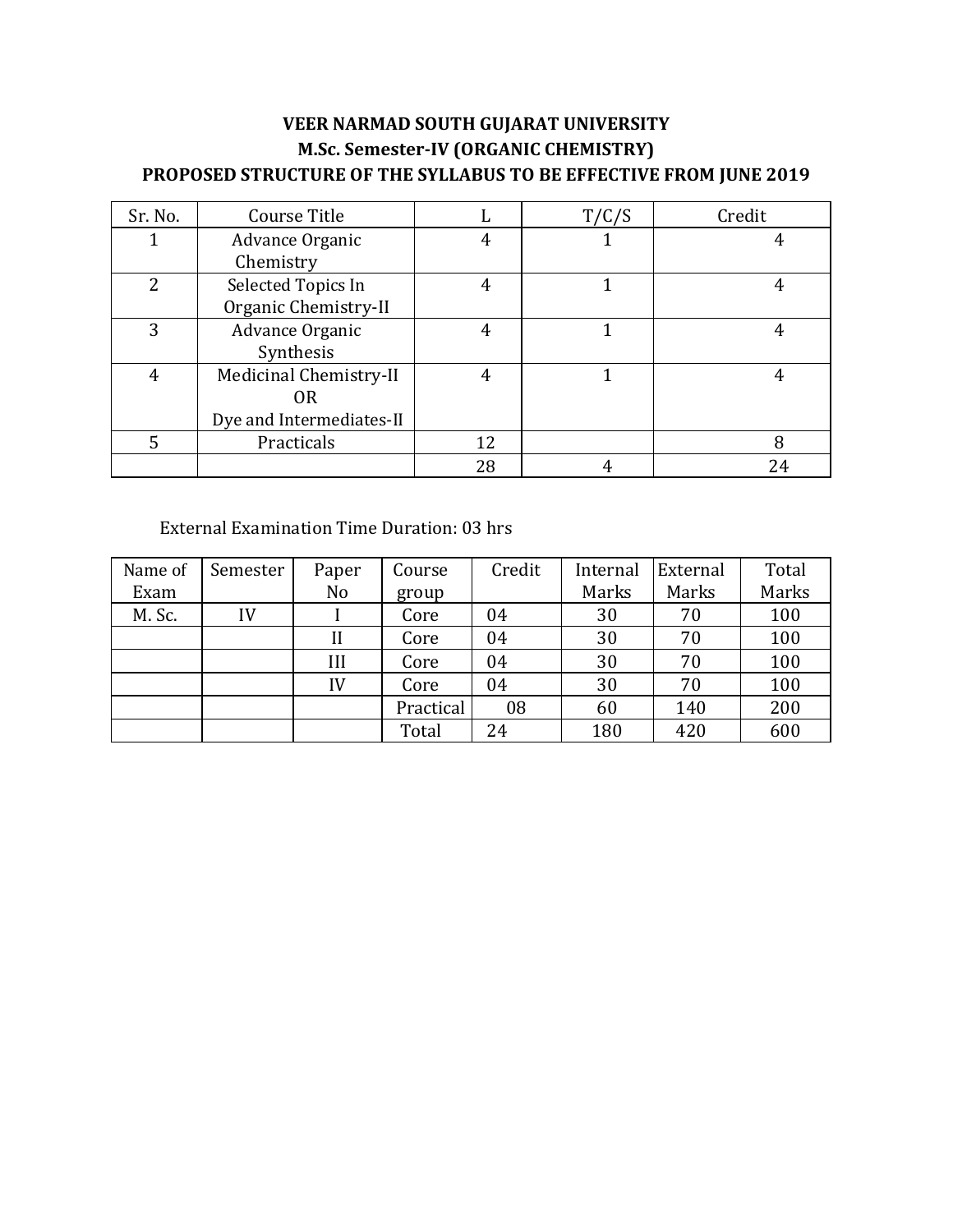**VEER NARMAD SOUTH GUJARAT UNIVERSITY**

**M.Sc. Semester-IV (ORGANIC CHEMISTRY)**

**PROPOSED STRUCTURE OF THE SYLLABUS TO BE EFFECTIVE FROM JUNE 2019**

| Sr. No. | Course Title | L | T/C/S | Credit |
|---|---|---|---|---|
| 1 | Advance Organic Chemistry | 4 | 1 | 4 |
| 2 | Selected Topics In Organic Chemistry-II | 4 | 1 | 4 |
| 3 | Advance Organic Synthesis | 4 | 1 | 4 |
| 4 | Medicinal Chemistry-II<br>OR<br>Dye and Intermediates-II | 4 | 1 | 4 |
| 5 | Practicals | 12 | | 8 |
| | | 28 | 4 | 24 |

External Examination Time Duration: 03 hrs

| Name of Exam | Semester | Paper No | Course group | Credit | Internal Marks | External Marks | Total Marks |
|---|---|---|---|---|---|---|---|
| M. Sc. | IV | I | Core | 04 | 30 | 70 | 100 |
| | | II | Core | 04 | 30 | 70 | 100 |
| | | III | Core | 04 | 30 | 70 | 100 |
| | | IV | Core | 04 | 30 | 70 | 100 |
| | | | Practical | 08 | 60 | 140 | 200 |
| | | | Total | 24 | 180 | 420 | 600 |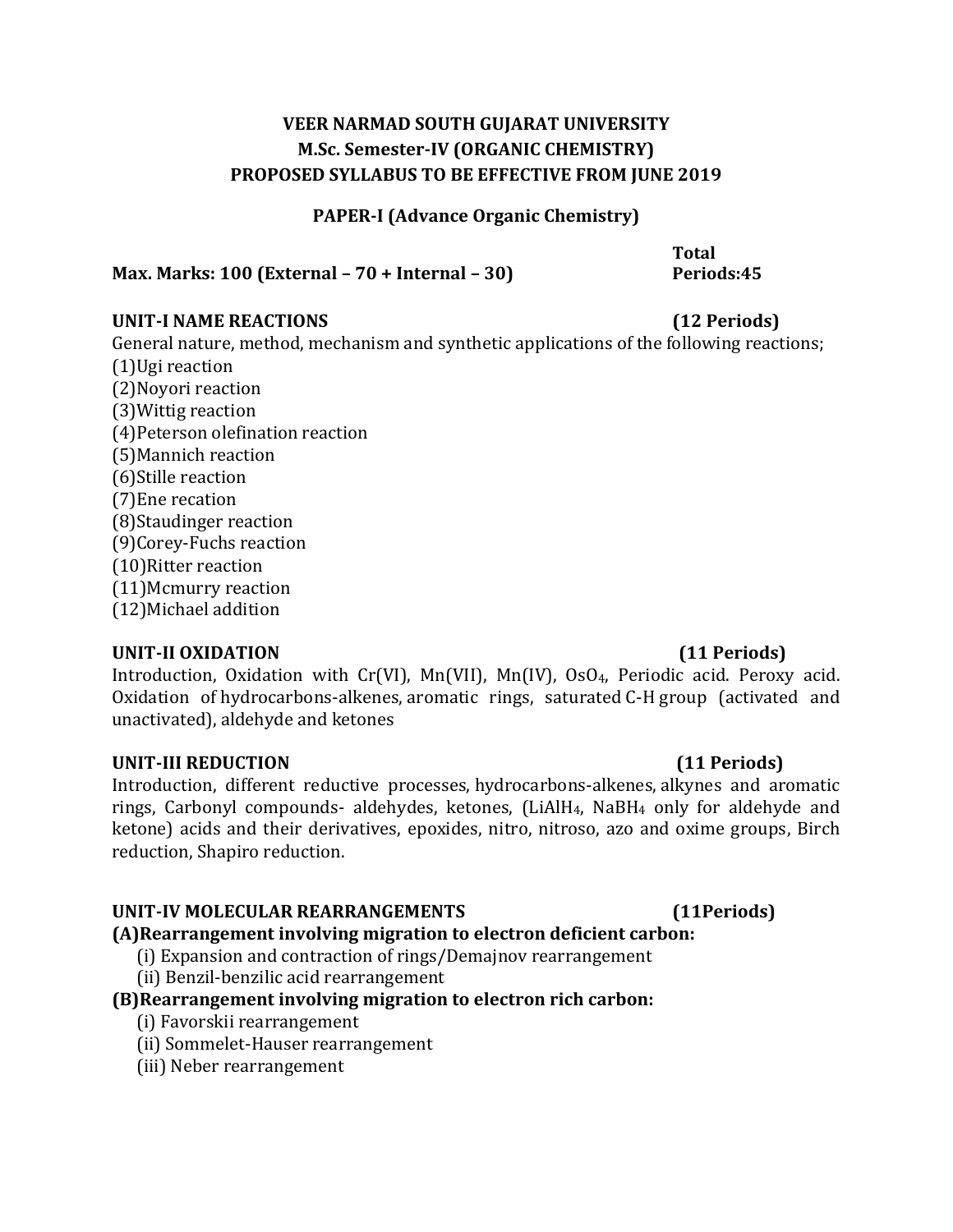**VEER NARMAD SOUTH GUJARAT UNIVERSITY**
**M.Sc. Semester-IV (ORGANIC CHEMISTRY)**
**PROPOSED SYLLABUS TO BE EFFECTIVE FROM JUNE 2019**

**PAPER-I (Advance Organic Chemistry)**

**Max. Marks: 100 (External – 70 + Internal – 30)** **Total Periods:45**

**UNIT-I NAME REACTIONS** **(12 Periods)**

General nature, method, mechanism and synthetic applications of the following reactions;

(1)Ugi reaction
(2)Noyori reaction
(3)Wittig reaction
(4)Peterson olefination reaction
(5)Mannich reaction
(6)Stille reaction
(7)Ene recation
(8)Staudinger reaction
(9)Corey-Fuchs reaction
(10)Ritter reaction
(11)Mcmurry reaction
(12)Michael addition

**UNIT-II OXIDATION** **(11 Periods)**

Introduction, Oxidation with Cr(VI), Mn(VII), Mn(IV), $OsO_4$, Periodic acid. Peroxy acid. Oxidation of hydrocarbons-alkenes, aromatic rings, saturated C-H group (activated and unactivated), aldehyde and ketones

**UNIT-III REDUCTION** **(11 Periods)**

Introduction, different reductive processes, hydrocarbons-alkenes, alkynes and aromatic rings, Carbonyl compounds- aldehydes, ketones, ($LiAlH_4$, $NaBH_4$ only for aldehyde and ketone) acids and their derivatives, epoxides, nitro, nitroso, azo and oxime groups, Birch reduction, Shapiro reduction.

**UNIT-IV MOLECULAR REARRANGEMENTS** **(11Periods)**

**(A)Rearrangement involving migration to electron deficient carbon:**

(i) Expansion and contraction of rings/Demajnov rearrangement
(ii) Benzil-benzilic acid rearrangement

**(B)Rearrangement involving migration to electron rich carbon:**

(i) Favorskii rearrangement
(ii) Sommelet-Hauser rearrangement
(iii) Neber rearrangement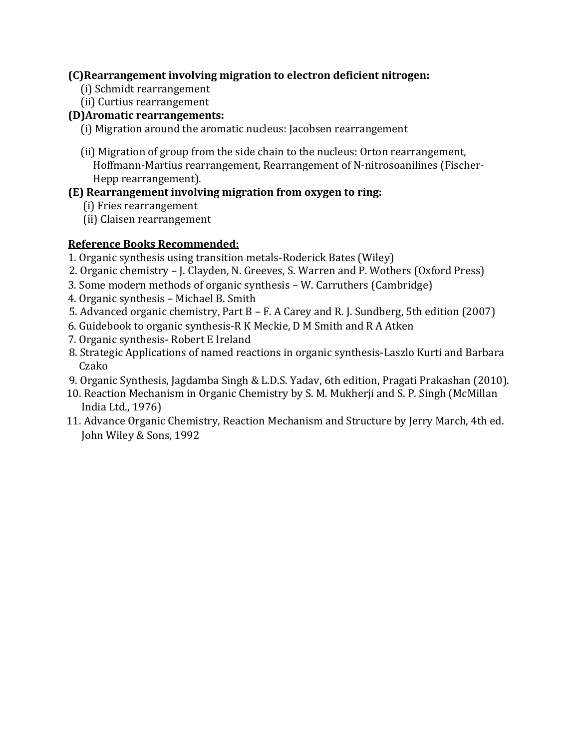**(C)Rearrangement involving migration to electron deficient nitrogen:**

(i) Schmidt rearrangement
(ii) Curtius rearrangement

**(D)Aromatic rearrangements:**

(i) Migration around the aromatic nucleus: Jacobsen rearrangement

(ii) Migration of group from the side chain to the nucleus: Orton rearrangement, Hoffmann-Martius rearrangement, Rearrangement of N-nitrosoanilines (Fischer-Hepp rearrangement).

**(E) Rearrangement involving migration from oxygen to ring:**

(i) Fries rearrangement
(ii) Claisen rearrangement

**Reference Books Recommended:**

1. Organic synthesis using transition metals-Roderick Bates (Wiley)
2. Organic chemistry – J. Clayden, N. Greeves, S. Warren and P. Wothers (Oxford Press)
3. Some modern methods of organic synthesis – W. Carruthers (Cambridge)
4. Organic synthesis – Michael B. Smith
5. Advanced organic chemistry, Part B – F. A Carey and R. J. Sundberg, 5th edition (2007)
6. Guidebook to organic synthesis-R K Meckie, D M Smith and R A Atken
7. Organic synthesis- Robert E Ireland
8. Strategic Applications of named reactions in organic synthesis-Laszlo Kurti and Barbara Czako
9. Organic Synthesis, Jagdamba Singh & L.D.S. Yadav, 6th edition, Pragati Prakashan (2010).
10. Reaction Mechanism in Organic Chemistry by S. M. Mukherji and S. P. Singh (McMillan India Ltd., 1976)
11. Advance Organic Chemistry, Reaction Mechanism and Structure by Jerry March, 4th ed. John Wiley & Sons, 1992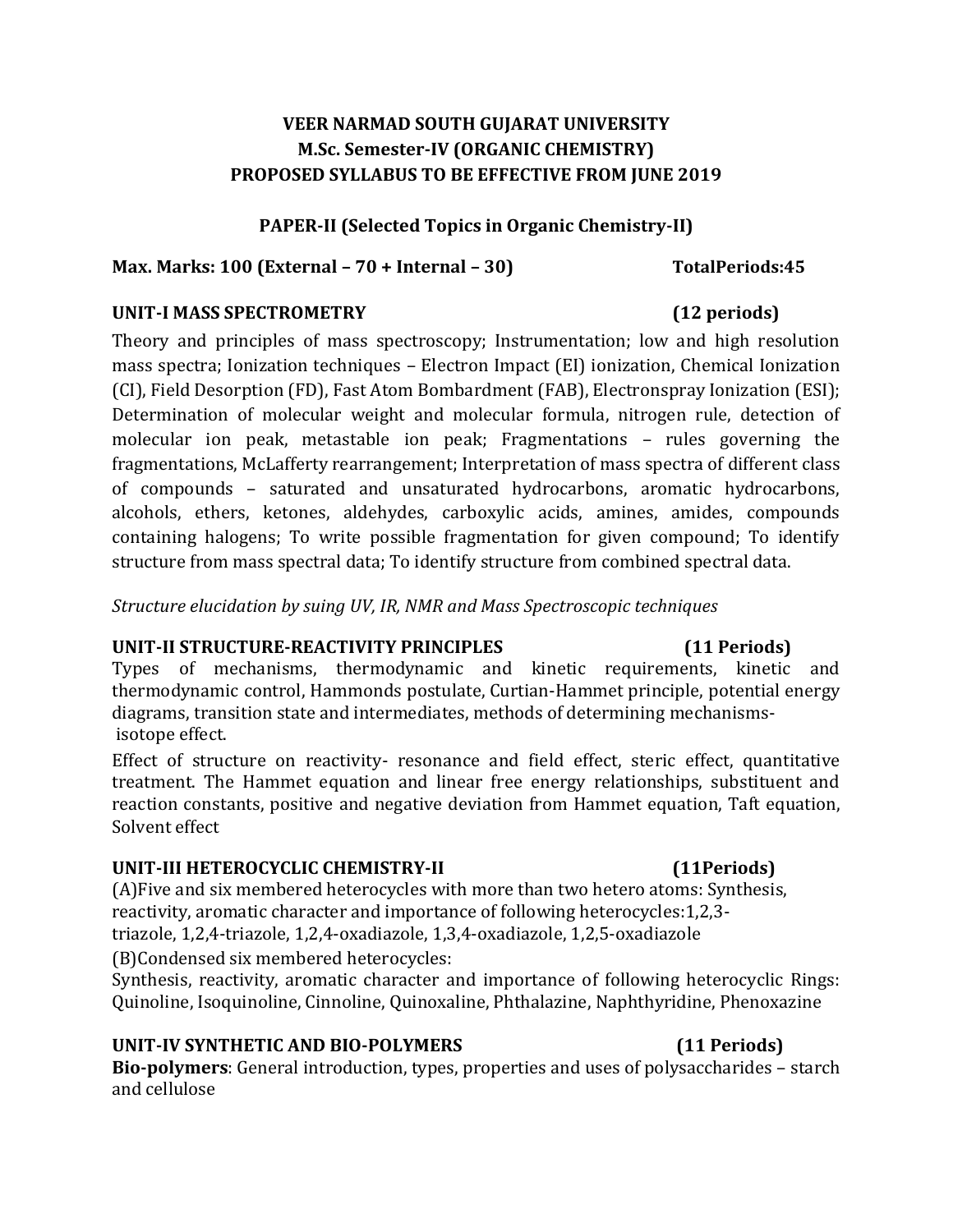**VEER NARMAD SOUTH GUJARAT UNIVERSITY**
**M.Sc. Semester-IV (ORGANIC CHEMISTRY)**
**PROPOSED SYLLABUS TO BE EFFECTIVE FROM JUNE 2019**

**PAPER-II (Selected Topics in Organic Chemistry-II)**

**Max. Marks: 100 (External – 70 + Internal – 30)** **TotalPeriods:45**

**UNIT-I MASS SPECTROMETRY (12 periods)**

Theory and principles of mass spectroscopy; Instrumentation; low and high resolution mass spectra; Ionization techniques – Electron Impact (EI) ionization, Chemical Ionization (CI), Field Desorption (FD), Fast Atom Bombardment (FAB), Electronspray Ionization (ESI); Determination of molecular weight and molecular formula, nitrogen rule, detection of molecular ion peak, metastable ion peak; Fragmentations – rules governing the fragmentations, McLafferty rearrangement; Interpretation of mass spectra of different class of compounds – saturated and unsaturated hydrocarbons, aromatic hydrocarbons, alcohols, ethers, ketones, aldehydes, carboxylic acids, amines, amides, compounds containing halogens; To write possible fragmentation for given compound; To identify structure from mass spectral data; To identify structure from combined spectral data.

*Structure elucidation by suing UV, IR, NMR and Mass Spectroscopic techniques*

**UNIT-II STRUCTURE-REACTIVITY PRINCIPLES (11 Periods)**

Types of mechanisms, thermodynamic and kinetic requirements, kinetic and thermodynamic control, Hammonds postulate, Curtian-Hammet principle, potential energy diagrams, transition state and intermediates, methods of determining mechanisms- isotope effect.

Effect of structure on reactivity- resonance and field effect, steric effect, quantitative treatment. The Hammet equation and linear free energy relationships, substituent and reaction constants, positive and negative deviation from Hammet equation, Taft equation, Solvent effect

**UNIT-III HETEROCYCLIC CHEMISTRY-II (11Periods)**

(A)Five and six membered heterocycles with more than two hetero atoms: Synthesis, reactivity, aromatic character and importance of following heterocycles:1,2,3-triazole, 1,2,4-triazole, 1,2,4-oxadiazole, 1,3,4-oxadiazole, 1,2,5-oxadiazole

(B)Condensed six membered heterocycles:
Synthesis, reactivity, aromatic character and importance of following heterocyclic Rings: Quinoline, Isoquinoline, Cinnoline, Quinoxaline, Phthalazine, Naphthyridine, Phenoxazine

**UNIT-IV SYNTHETIC AND BIO-POLYMERS (11 Periods)**

**Bio-polymers**: General introduction, types, properties and uses of polysaccharides – starch and cellulose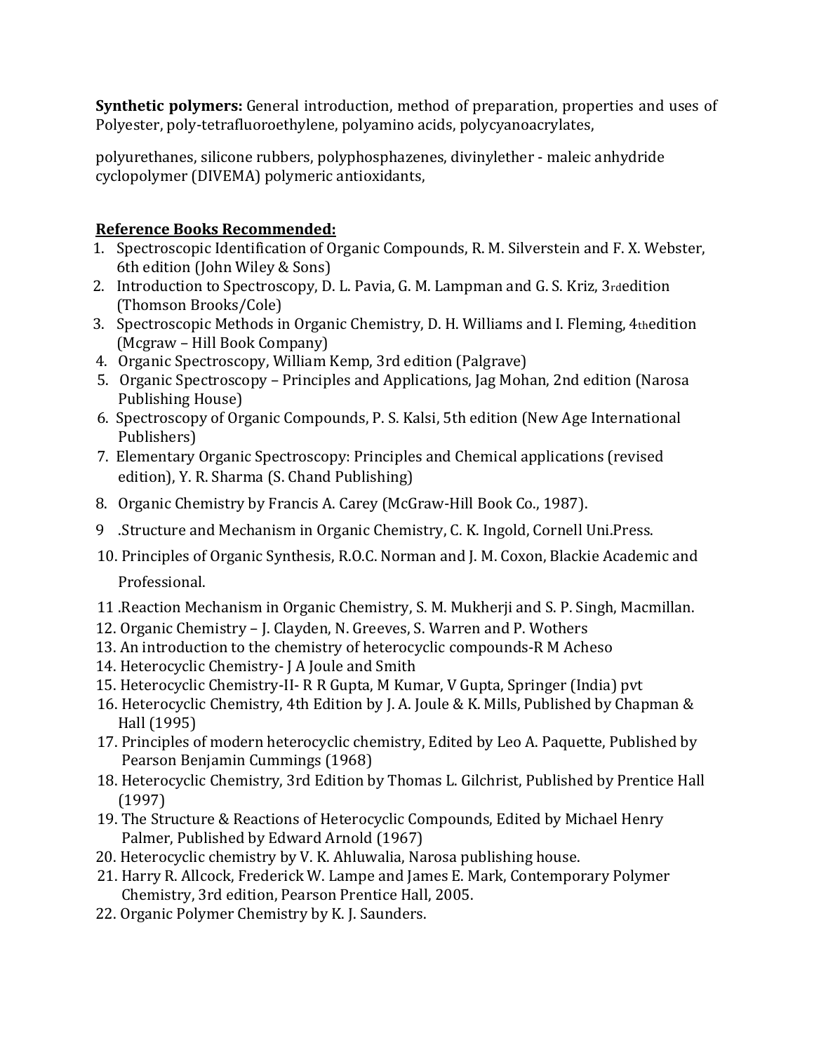**Synthetic polymers:** General introduction, method of preparation, properties and uses of Polyester, poly-tetrafluoroethylene, polyamino acids, polycyanoacrylates,

polyurethanes, silicone rubbers, polyphosphazenes, divinylether - maleic anhydride cyclopolymer (DIVEMA) polymeric antioxidants,

**Reference Books Recommended:**

1. Spectroscopic Identification of Organic Compounds, R. M. Silverstein and F. X. Webster, 6th edition (John Wiley & Sons)
2. Introduction to Spectroscopy, D. L. Pavia, G. M. Lampman and G. S. Kriz, 3rdedition (Thomson Brooks/Cole)
3. Spectroscopic Methods in Organic Chemistry, D. H. Williams and I. Fleming, 4thedition (Mcgraw – Hill Book Company)
4. Organic Spectroscopy, William Kemp, 3rd edition (Palgrave)
5. Organic Spectroscopy – Principles and Applications, Jag Mohan, 2nd edition (Narosa Publishing House)
6. Spectroscopy of Organic Compounds, P. S. Kalsi, 5th edition (New Age International Publishers)
7. Elementary Organic Spectroscopy: Principles and Chemical applications (revised edition), Y. R. Sharma (S. Chand Publishing)
8. Organic Chemistry by Francis A. Carey (McGraw-Hill Book Co., 1987).
9. Structure and Mechanism in Organic Chemistry, C. K. Ingold, Cornell Uni.Press.
10. Principles of Organic Synthesis, R.O.C. Norman and J. M. Coxon, Blackie Academic and Professional.
11. Reaction Mechanism in Organic Chemistry, S. M. Mukherji and S. P. Singh, Macmillan.
12. Organic Chemistry – J. Clayden, N. Greeves, S. Warren and P. Wothers
13. An introduction to the chemistry of heterocyclic compounds-R M Acheso
14. Heterocyclic Chemistry- J A Joule and Smith
15. Heterocyclic Chemistry-II- R R Gupta, M Kumar, V Gupta, Springer (India) pvt
16. Heterocyclic Chemistry, 4th Edition by J. A. Joule & K. Mills, Published by Chapman & Hall (1995)
17. Principles of modern heterocyclic chemistry, Edited by Leo A. Paquette, Published by Pearson Benjamin Cummings (1968)
18. Heterocyclic Chemistry, 3rd Edition by Thomas L. Gilchrist, Published by Prentice Hall (1997)
19. The Structure & Reactions of Heterocyclic Compounds, Edited by Michael Henry Palmer, Published by Edward Arnold (1967)
20. Heterocyclic chemistry by V. K. Ahluwalia, Narosa publishing house.
21. Harry R. Allcock, Frederick W. Lampe and James E. Mark, Contemporary Polymer Chemistry, 3rd edition, Pearson Prentice Hall, 2005.
22. Organic Polymer Chemistry by K. J. Saunders.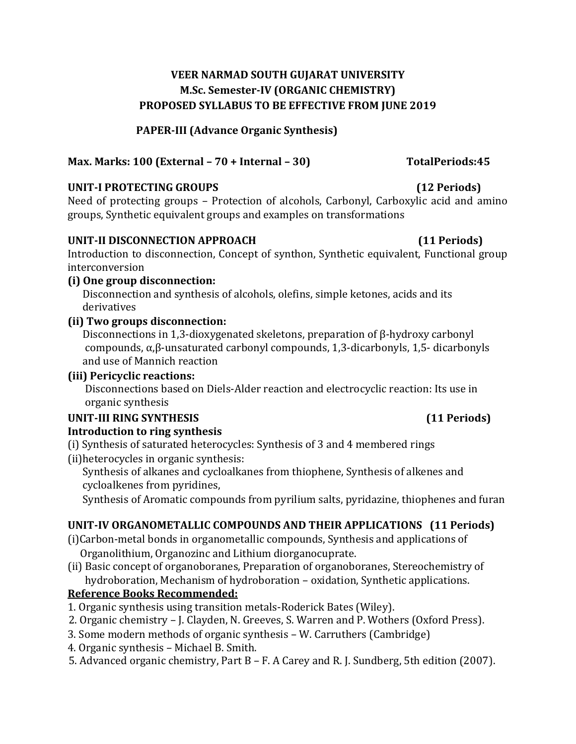# VEER NARMAD SOUTH GUJARAT UNIVERSITY
## M.Sc. Semester-IV (ORGANIC CHEMISTRY)
## PROPOSED SYLLABUS TO BE EFFECTIVE FROM JUNE 2019

### PAPER-III (Advance Organic Synthesis)

**Max. Marks: 100 (External – 70 + Internal – 30) TotalPeriods:45**

**UNIT-I PROTECTING GROUPS (12 Periods)**

Need of protecting groups – Protection of alcohols, Carbonyl, Carboxylic acid and amino groups, Synthetic equivalent groups and examples on transformations

**UNIT-II DISCONNECTION APPROACH (11 Periods)**

Introduction to disconnection, Concept of synthon, Synthetic equivalent, Functional group interconversion

**(i) One group disconnection:**

Disconnection and synthesis of alcohols, olefins, simple ketones, acids and its derivatives

**(ii) Two groups disconnection:**

Disconnections in 1,3-dioxygenated skeletons, preparation of β-hydroxy carbonyl compounds, α,β-unsaturated carbonyl compounds, 1,3-dicarbonyls, 1,5- dicarbonyls and use of Mannich reaction

**(iii) Pericyclic reactions:**

Disconnections based on Diels-Alder reaction and electrocyclic reaction: Its use in organic synthesis

**UNIT-III RING SYNTHESIS (11 Periods)**

**Introduction to ring synthesis**

(i) Synthesis of saturated heterocycles: Synthesis of 3 and 4 membered rings

(ii)heterocycles in organic synthesis:

Synthesis of alkanes and cycloalkanes from thiophene, Synthesis of alkenes and cycloalkenes from pyridines,

Synthesis of Aromatic compounds from pyrilium salts, pyridazine, thiophenes and furan

**UNIT-IV ORGANOMETALLIC COMPOUNDS AND THEIR APPLICATIONS (11 Periods)**

(i)Carbon-metal bonds in organometallic compounds, Synthesis and applications of Organolithium, Organozinc and Lithium diorganocuprate.

(ii) Basic concept of organoboranes, Preparation of organoboranes, Stereochemistry of hydroboration, Mechanism of hydroboration – oxidation, Synthetic applications.

**Reference Books Recommended:**

1. Organic synthesis using transition metals-Roderick Bates (Wiley).
2. Organic chemistry – J. Clayden, N. Greeves, S. Warren and P. Wothers (Oxford Press).
3. Some modern methods of organic synthesis – W. Carruthers (Cambridge)
4. Organic synthesis – Michael B. Smith.
5. Advanced organic chemistry, Part B – F. A Carey and R. J. Sundberg, 5th edition (2007).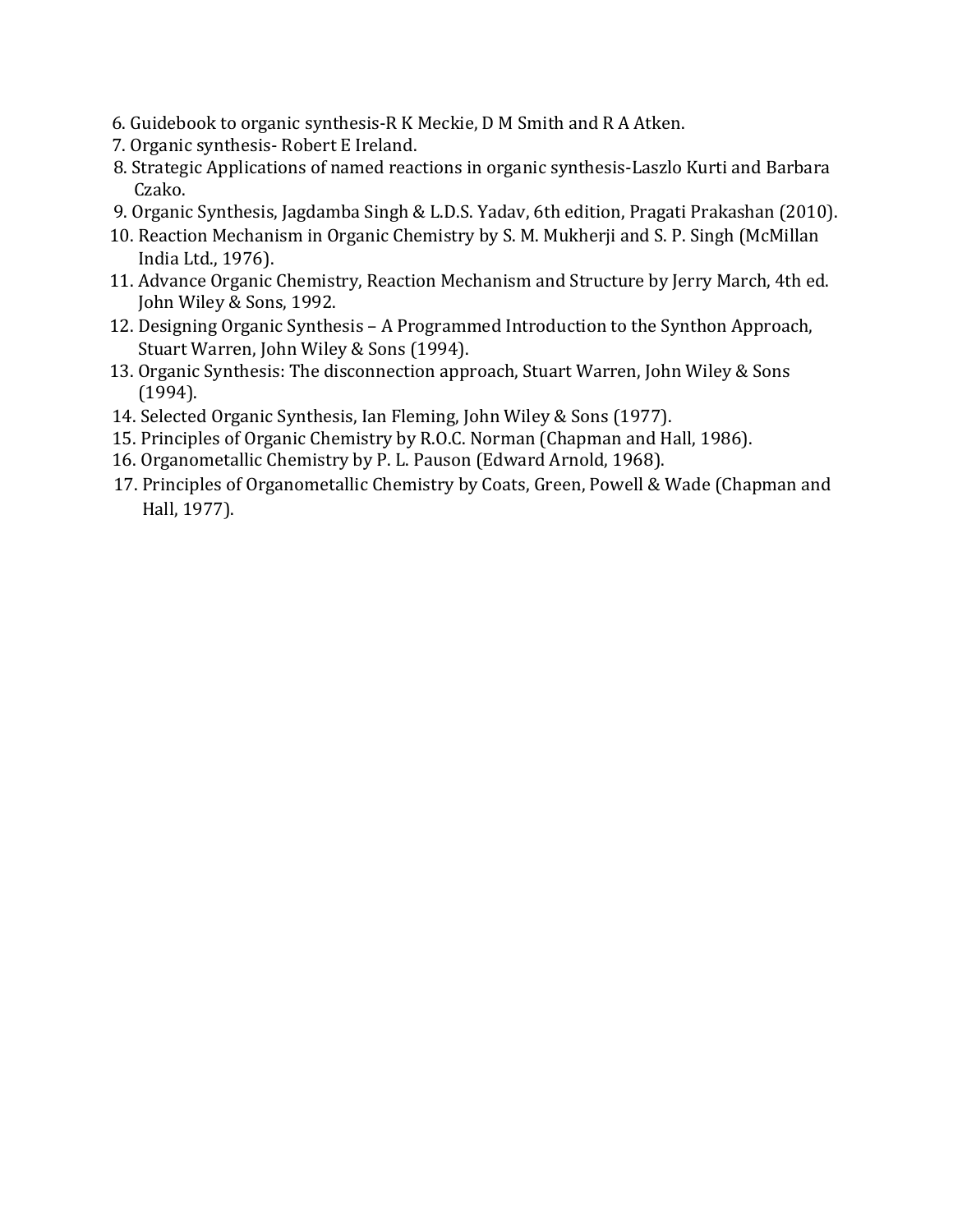6. Guidebook to organic synthesis-R K Meckie, D M Smith and R A Atken.
7. Organic synthesis- Robert E Ireland.
8. Strategic Applications of named reactions in organic synthesis-Laszlo Kurti and Barbara Czako.
9. Organic Synthesis, Jagdamba Singh & L.D.S. Yadav, 6th edition, Pragati Prakashan (2010).
10. Reaction Mechanism in Organic Chemistry by S. M. Mukherji and S. P. Singh (McMillan India Ltd., 1976).
11. Advance Organic Chemistry, Reaction Mechanism and Structure by Jerry March, 4th ed. John Wiley & Sons, 1992.
12. Designing Organic Synthesis – A Programmed Introduction to the Synthon Approach, Stuart Warren, John Wiley & Sons (1994).
13. Organic Synthesis: The disconnection approach, Stuart Warren, John Wiley & Sons (1994).
14. Selected Organic Synthesis, Ian Fleming, John Wiley & Sons (1977).
15. Principles of Organic Chemistry by R.O.C. Norman (Chapman and Hall, 1986).
16. Organometallic Chemistry by P. L. Pauson (Edward Arnold, 1968).
17. Principles of Organometallic Chemistry by Coats, Green, Powell & Wade (Chapman and Hall, 1977).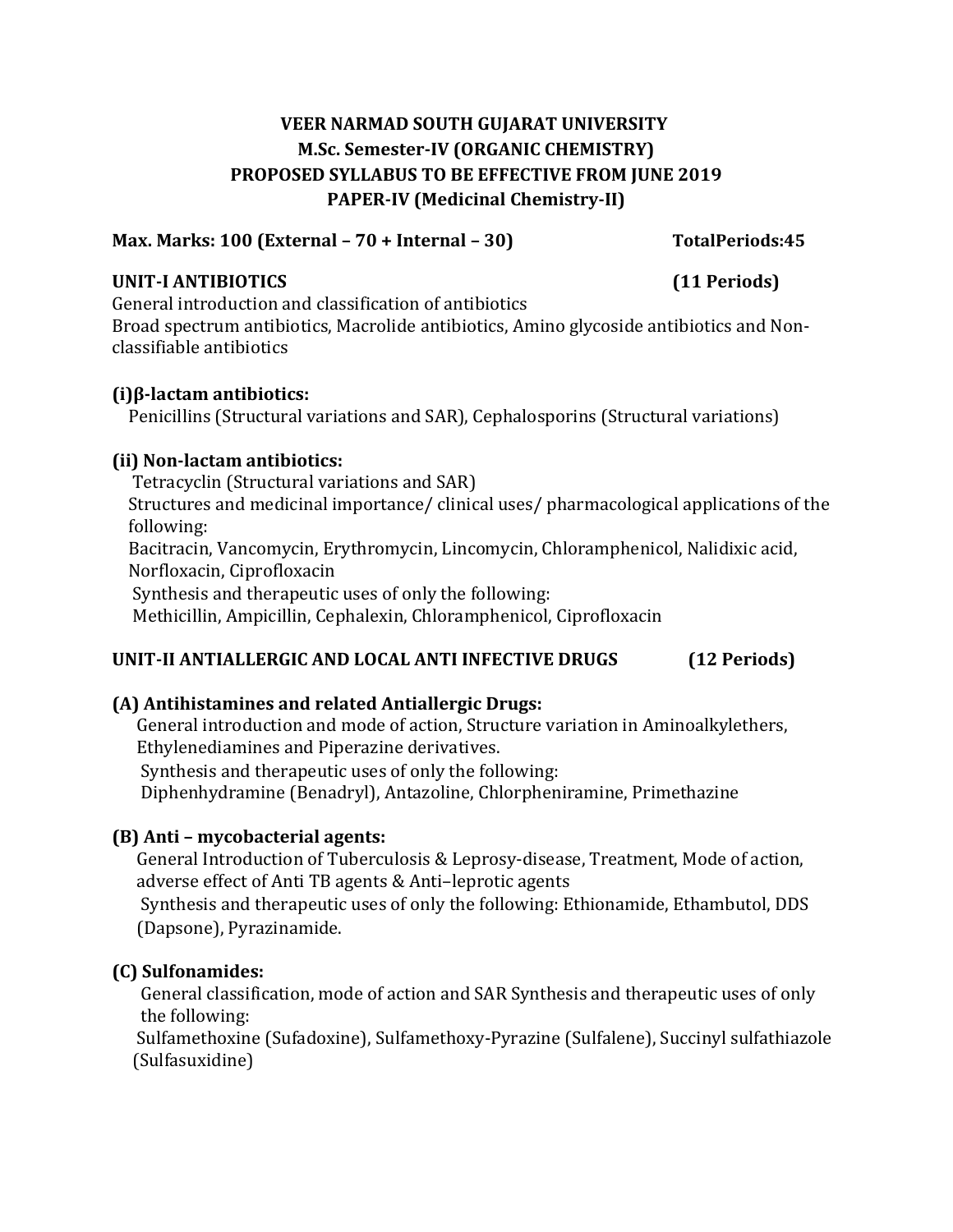# VEER NARMAD SOUTH GUJARAT UNIVERSITY
## M.Sc. Semester-IV (ORGANIC CHEMISTRY)
## PROPOSED SYLLABUS TO BE EFFECTIVE FROM JUNE 2019
## PAPER-IV (Medicinal Chemistry-II)

**Max. Marks: 100 (External – 70 + Internal – 30)** **TotalPeriods:45**

**UNIT-I ANTIBIOTICS** **(11 Periods)**

General introduction and classification of antibiotics
Broad spectrum antibiotics, Macrolide antibiotics, Amino glycoside antibiotics and Non-classifiable antibiotics

**(i)β-lactam antibiotics:**

Penicillins (Structural variations and SAR), Cephalosporins (Structural variations)

**(ii) Non-lactam antibiotics:**

Tetracyclin (Structural variations and SAR)
Structures and medicinal importance/ clinical uses/ pharmacological applications of the following:
Bacitracin, Vancomycin, Erythromycin, Lincomycin, Chloramphenicol, Nalidixic acid, Norfloxacin, Ciprofloxacin
Synthesis and therapeutic uses of only the following:
Methicillin, Ampicillin, Cephalexin, Chloramphenicol, Ciprofloxacin

**UNIT-II ANTIALLERGIC AND LOCAL ANTI INFECTIVE DRUGS** **(12 Periods)**

**(A) Antihistamines and related Antiallergic Drugs:**

General introduction and mode of action, Structure variation in Aminoalkylethers, Ethylenediamines and Piperazine derivatives.
Synthesis and therapeutic uses of only the following:
Diphenhydramine (Benadryl), Antazoline, Chlorpheniramine, Primethazine

**(B) Anti – mycobacterial agents:**

General Introduction of Tuberculosis & Leprosy-disease, Treatment, Mode of action, adverse effect of Anti TB agents & Anti–leprotic agents
Synthesis and therapeutic uses of only the following: Ethionamide, Ethambutol, DDS (Dapsone), Pyrazinamide.

**(C) Sulfonamides:**

General classification, mode of action and SAR Synthesis and therapeutic uses of only the following:
Sulfamethoxine (Sufadoxine), Sulfamethoxy-Pyrazine (Sulfalene), Succinyl sulfathiazole (Sulfasuxidine)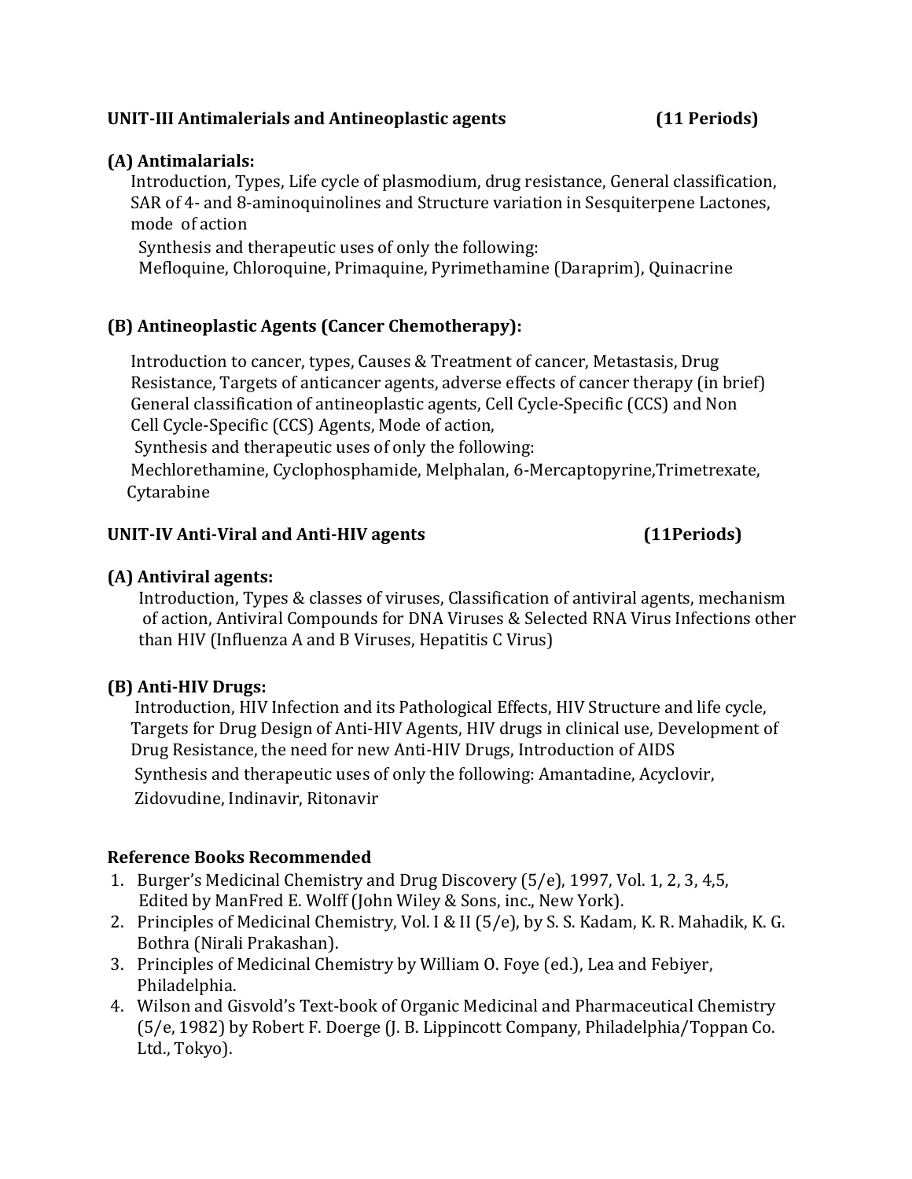**UNIT-III Antimalerials and Antineoplastic agents (11 Periods)**

**(A) Antimalarials:**

Introduction, Types, Life cycle of plasmodium, drug resistance, General classification, SAR of 4- and 8-aminoquinolines and Structure variation in Sesquiterpene Lactones, mode of action

Synthesis and therapeutic uses of only the following:
Mefloquine, Chloroquine, Primaquine, Pyrimethamine (Daraprim), Quinacrine

**(B) Antineoplastic Agents (Cancer Chemotherapy):**

Introduction to cancer, types, Causes & Treatment of cancer, Metastasis, Drug Resistance, Targets of anticancer agents, adverse effects of cancer therapy (in brief) General classification of antineoplastic agents, Cell Cycle-Specific (CCS) and Non Cell Cycle-Specific (CCS) Agents, Mode of action,

Synthesis and therapeutic uses of only the following:
Mechlorethamine, Cyclophosphamide, Melphalan, 6-Mercaptopyrine,Trimetrexate, Cytarabine

**UNIT-IV Anti-Viral and Anti-HIV agents (11Periods)**

**(A) Antiviral agents:**

Introduction, Types & classes of viruses, Classification of antiviral agents, mechanism of action, Antiviral Compounds for DNA Viruses & Selected RNA Virus Infections other than HIV (Influenza A and B Viruses, Hepatitis C Virus)

**(B) Anti-HIV Drugs:**

Introduction, HIV Infection and its Pathological Effects, HIV Structure and life cycle, Targets for Drug Design of Anti-HIV Agents, HIV drugs in clinical use, Development of Drug Resistance, the need for new Anti-HIV Drugs, Introduction of AIDS

Synthesis and therapeutic uses of only the following: Amantadine, Acyclovir, Zidovudine, Indinavir, Ritonavir

**Reference Books Recommended**

1. Burger's Medicinal Chemistry and Drug Discovery (5/e), 1997, Vol. 1, 2, 3, 4,5, Edited by ManFred E. Wolff (John Wiley & Sons, inc., New York).
2. Principles of Medicinal Chemistry, Vol. I & II (5/e), by S. S. Kadam, K. R. Mahadik, K. G. Bothra (Nirali Prakashan).
3. Principles of Medicinal Chemistry by William O. Foye (ed.), Lea and Febiyer, Philadelphia.
4. Wilson and Gisvold's Text-book of Organic Medicinal and Pharmaceutical Chemistry (5/e, 1982) by Robert F. Doerge (J. B. Lippincott Company, Philadelphia/Toppan Co. Ltd., Tokyo).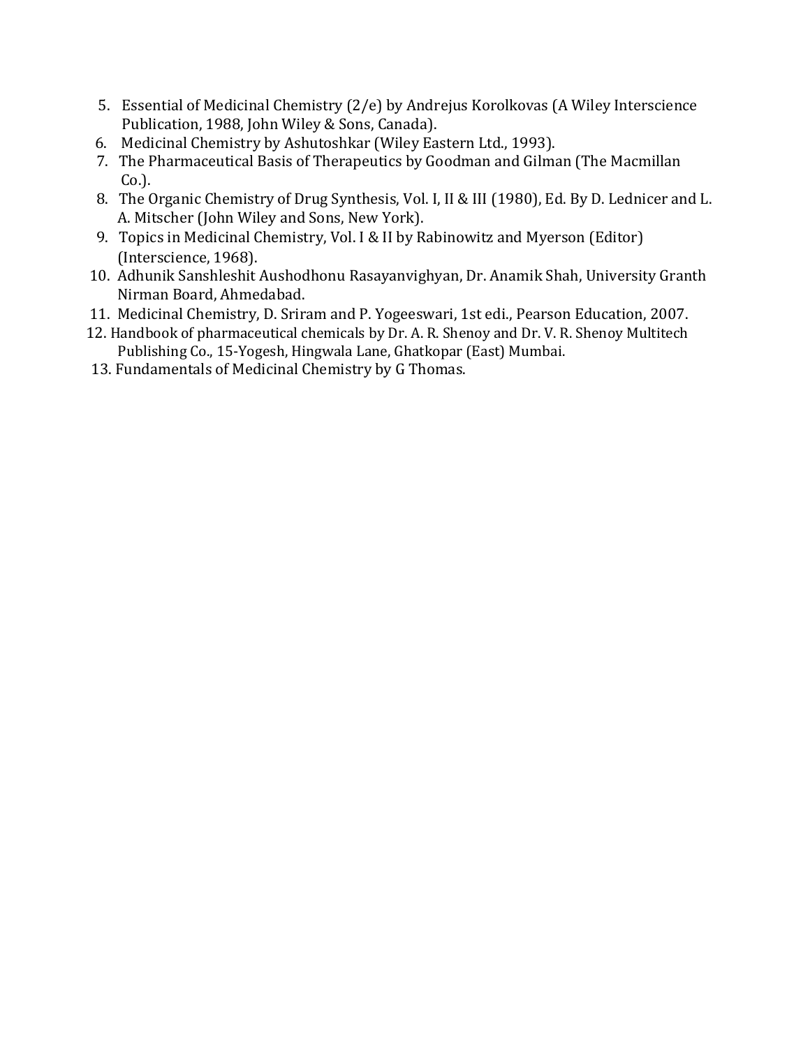5. Essential of Medicinal Chemistry (2/e) by Andrejus Korolkovas (A Wiley Interscience Publication, 1988, John Wiley & Sons, Canada).
6. Medicinal Chemistry by Ashutoshkar (Wiley Eastern Ltd., 1993).
7. The Pharmaceutical Basis of Therapeutics by Goodman and Gilman (The Macmillan Co.).
8. The Organic Chemistry of Drug Synthesis, Vol. I, II & III (1980), Ed. By D. Lednicer and L. A. Mitscher (John Wiley and Sons, New York).
9. Topics in Medicinal Chemistry, Vol. I & II by Rabinowitz and Myerson (Editor) (Interscience, 1968).
10. Adhunik Sanshleshit Aushodhonu Rasayanvighyan, Dr. Anamik Shah, University Granth Nirman Board, Ahmedabad.
11. Medicinal Chemistry, D. Sriram and P. Yogeeswari, 1st edi., Pearson Education, 2007.
12. Handbook of pharmaceutical chemicals by Dr. A. R. Shenoy and Dr. V. R. Shenoy Multitech Publishing Co., 15-Yogesh, Hingwala Lane, Ghatkopar (East) Mumbai.
13. Fundamentals of Medicinal Chemistry by G Thomas.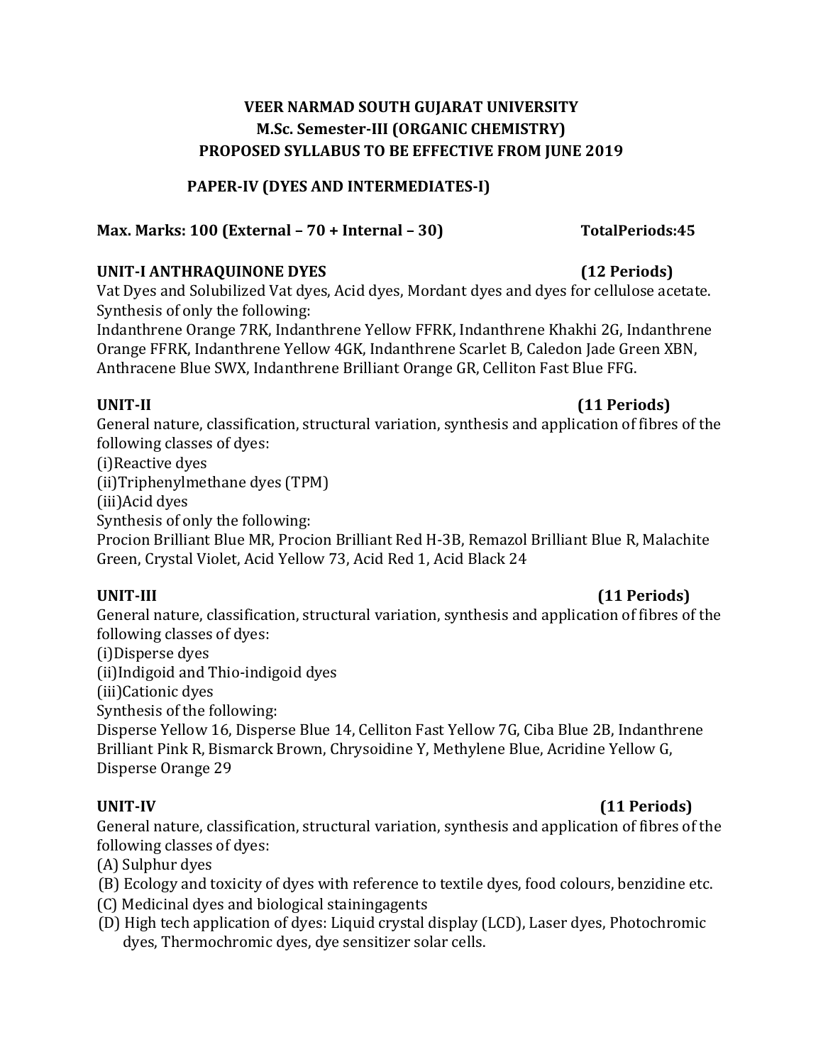**VEER NARMAD SOUTH GUJARAT UNIVERSITY**
**M.Sc. Semester-III (ORGANIC CHEMISTRY)**
**PROPOSED SYLLABUS TO BE EFFECTIVE FROM JUNE 2019**

**PAPER-IV (DYES AND INTERMEDIATES-I)**

**Max. Marks: 100 (External – 70 + Internal – 30) TotalPeriods:45**

**UNIT-I ANTHRAQUINONE DYES (12 Periods)**

Vat Dyes and Solubilized Vat dyes, Acid dyes, Mordant dyes and dyes for cellulose acetate. Synthesis of only the following:

Indanthrene Orange 7RK, Indanthrene Yellow FFRK, Indanthrene Khakhi 2G, Indanthrene Orange FFRK, Indanthrene Yellow 4GK, Indanthrene Scarlet B, Caledon Jade Green XBN, Anthracene Blue SWX, Indanthrene Brilliant Orange GR, Celliton Fast Blue FFG.

**UNIT-II (11 Periods)**

General nature, classification, structural variation, synthesis and application of fibres of the following classes of dyes:

(i)Reactive dyes
(ii)Triphenylmethane dyes (TPM)
(iii)Acid dyes

Synthesis of only the following:

Procion Brilliant Blue MR, Procion Brilliant Red H-3B, Remazol Brilliant Blue R, Malachite Green, Crystal Violet, Acid Yellow 73, Acid Red 1, Acid Black 24

**UNIT-III (11 Periods)**

General nature, classification, structural variation, synthesis and application of fibres of the following classes of dyes:

(i)Disperse dyes
(ii)Indigoid and Thio-indigoid dyes
(iii)Cationic dyes

Synthesis of the following:

Disperse Yellow 16, Disperse Blue 14, Celliton Fast Yellow 7G, Ciba Blue 2B, Indanthrene Brilliant Pink R, Bismarck Brown, Chrysoidine Y, Methylene Blue, Acridine Yellow G, Disperse Orange 29

**UNIT-IV (11 Periods)**

General nature, classification, structural variation, synthesis and application of fibres of the following classes of dyes:

(A) Sulphur dyes
(B) Ecology and toxicity of dyes with reference to textile dyes, food colours, benzidine etc.
(C) Medicinal dyes and biological stainingagents
(D) High tech application of dyes: Liquid crystal display (LCD), Laser dyes, Photochromic dyes, Thermochromic dyes, dye sensitizer solar cells.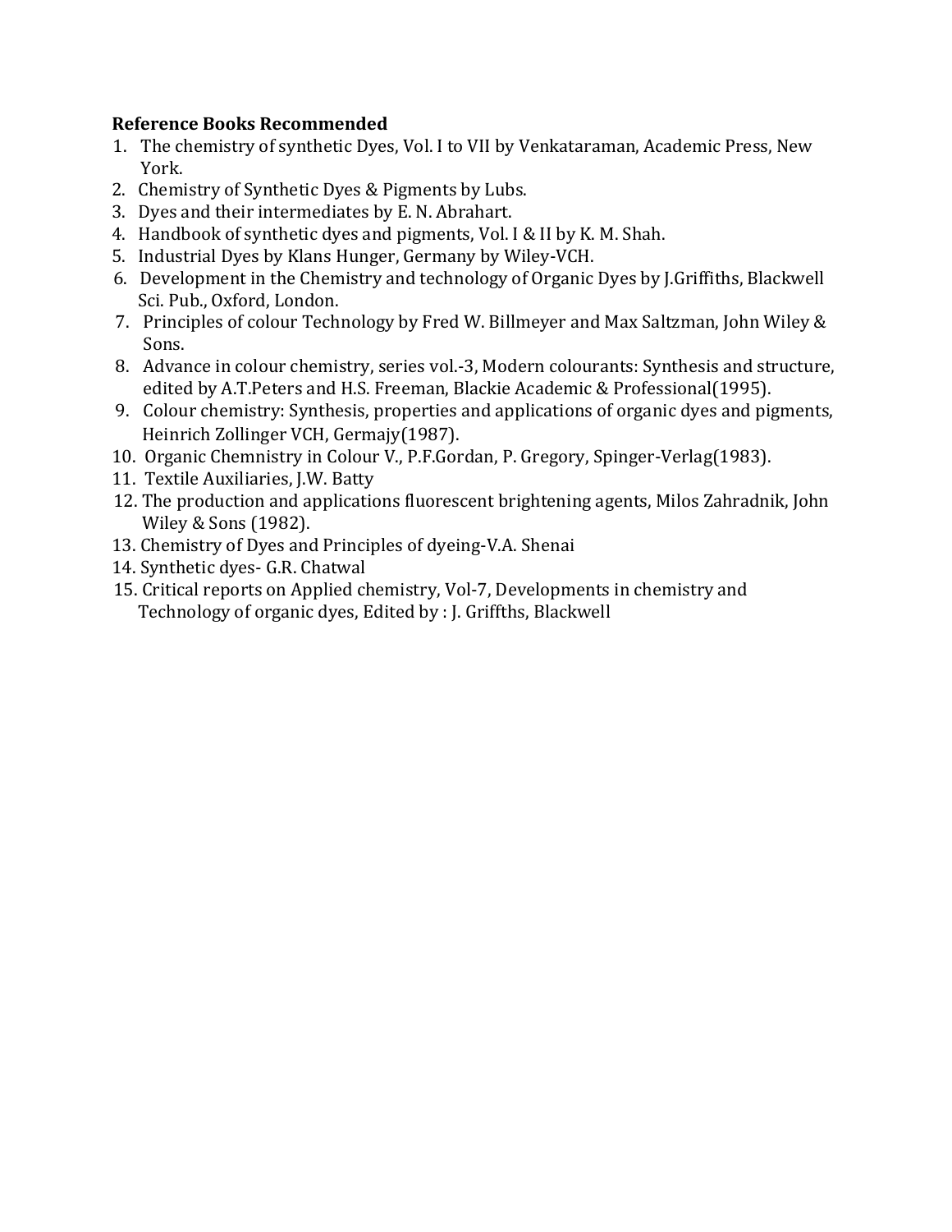**Reference Books Recommended**

1. The chemistry of synthetic Dyes, Vol. I to VII by Venkataraman, Academic Press, New York.
2. Chemistry of Synthetic Dyes & Pigments by Lubs.
3. Dyes and their intermediates by E. N. Abrahart.
4. Handbook of synthetic dyes and pigments, Vol. I & II by K. M. Shah.
5. Industrial Dyes by Klans Hunger, Germany by Wiley-VCH.
6. Development in the Chemistry and technology of Organic Dyes by J.Griffiths, Blackwell Sci. Pub., Oxford, London.
7. Principles of colour Technology by Fred W. Billmeyer and Max Saltzman, John Wiley & Sons.
8. Advance in colour chemistry, series vol.-3, Modern colourants: Synthesis and structure, edited by A.T.Peters and H.S. Freeman, Blackie Academic & Professional(1995).
9. Colour chemistry: Synthesis, properties and applications of organic dyes and pigments, Heinrich Zollinger VCH, Germajy(1987).
10. Organic Chemnistry in Colour V., P.F.Gordan, P. Gregory, Spinger-Verlag(1983).
11. Textile Auxiliaries, J.W. Batty
12. The production and applications fluorescent brightening agents, Milos Zahradnik, John Wiley & Sons (1982).
13. Chemistry of Dyes and Principles of dyeing-V.A. Shenai
14. Synthetic dyes- G.R. Chatwal
15. Critical reports on Applied chemistry, Vol-7, Developments in chemistry and Technology of organic dyes, Edited by : J. Griffths, Blackwell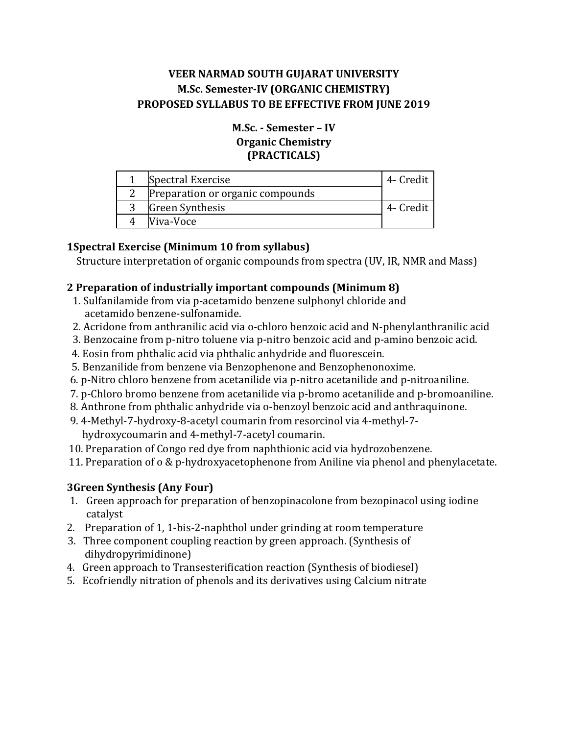**VEER NARMAD SOUTH GUJARAT UNIVERSITY**
**M.Sc. Semester-IV (ORGANIC CHEMISTRY)**
**PROPOSED SYLLABUS TO BE EFFECTIVE FROM JUNE 2019**

**M.Sc. - Semester – IV**
**Organic Chemistry**
**(PRACTICALS)**

| | | |
|---|---|---|
| 1 | Spectral Exercise | 4- Credit |
| 2 | Preparation or organic compounds | |
| 3 | Green Synthesis | 4- Credit |
| 4 | Viva-Voce | |

### 1Spectral Exercise (Minimum 10 from syllabus)

Structure interpretation of organic compounds from spectra (UV, IR, NMR and Mass)

### 2 Preparation of industrially important compounds (Minimum 8)

1. Sulfanilamide from via p-acetamido benzene sulphonyl chloride and acetamido benzene-sulfonamide.
2. Acridone from anthranilic acid via o-chloro benzoic acid and N-phenylanthranilic acid
3. Benzocaine from p-nitro toluene via p-nitro benzoic acid and p-amino benzoic acid.
4. Eosin from phthalic acid via phthalic anhydride and fluorescein.
5. Benzanilide from benzene via Benzophenone and Benzophenonoxime.
6. p-Nitro chloro benzene from acetanilide via p-nitro acetanilide and p-nitroaniline.
7. p-Chloro bromo benzene from acetanilide via p-bromo acetanilide and p-bromoaniline.
8. Anthrone from phthalic anhydride via o-benzoyl benzoic acid and anthraquinone.
9. 4-Methyl-7-hydroxy-8-acetyl coumarin from resorcinol via 4-methyl-7-hydroxycoumarin and 4-methyl-7-acetyl coumarin.
10. Preparation of Congo red dye from naphthionic acid via hydrozobenzene.
11. Preparation of o & p-hydroxyacetophenone from Aniline via phenol and phenylacetate.

### 3Green Synthesis (Any Four)

1. Green approach for preparation of benzopinacolone from bezopinacol using iodine catalyst
2. Preparation of 1, 1-bis-2-naphthol under grinding at room temperature
3. Three component coupling reaction by green approach. (Synthesis of dihydropyrimidinone)
4. Green approach to Transesterification reaction (Synthesis of biodiesel)
5. Ecofriendly nitration of phenols and its derivatives using Calcium nitrate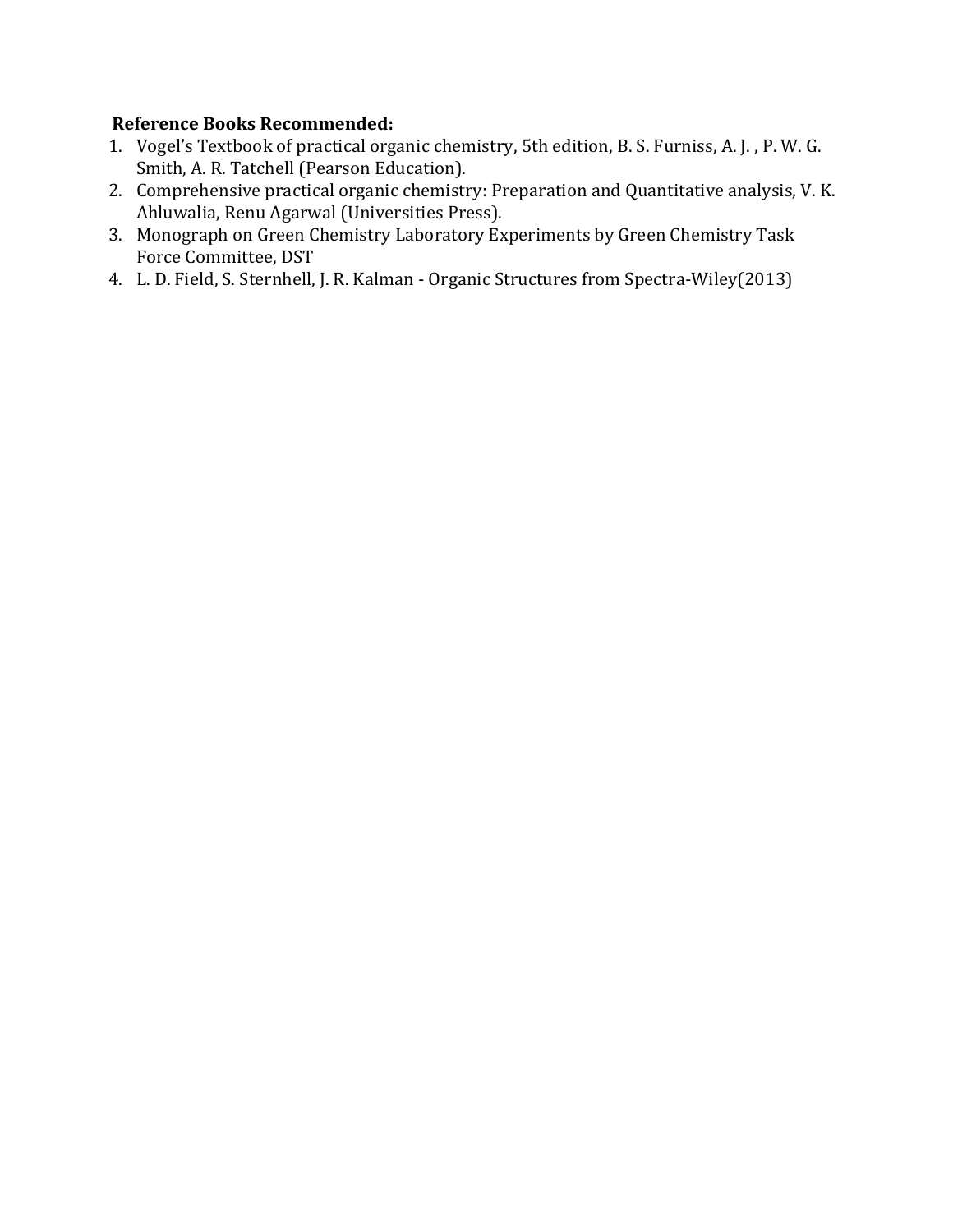**Reference Books Recommended:**

1. Vogel's Textbook of practical organic chemistry, 5th edition, B. S. Furniss, A. J. , P. W. G. Smith, A. R. Tatchell (Pearson Education).
2. Comprehensive practical organic chemistry: Preparation and Quantitative analysis, V. K. Ahluwalia, Renu Agarwal (Universities Press).
3. Monograph on Green Chemistry Laboratory Experiments by Green Chemistry Task Force Committee, DST
4. L. D. Field, S. Sternhell, J. R. Kalman - Organic Structures from Spectra-Wiley(2013)